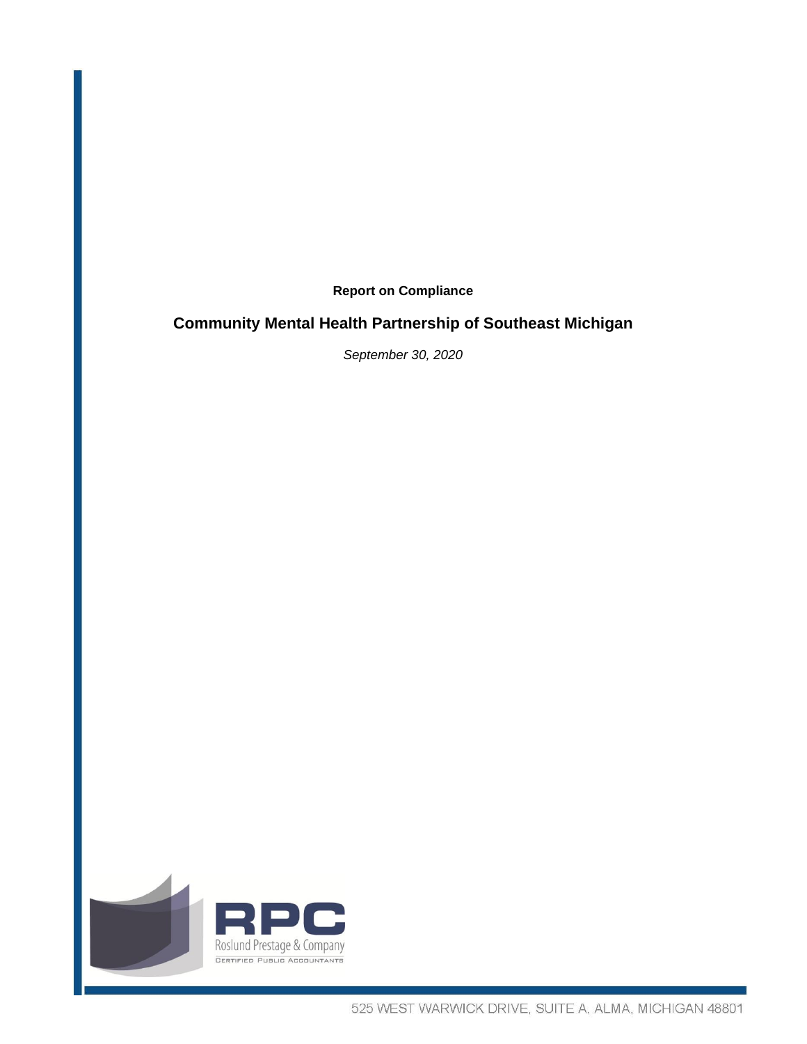**Report on Compliance**

# Community Mental Health Partnership of Southeast Michigan

*September 30, 2020*

RPC

Roslund Prestage & Company

CERTIFIED PUBLIC ACCOUNTANTS

525 WEST WARWICK DRIVE, SUITE A, ALMA, MICHIGAN 48801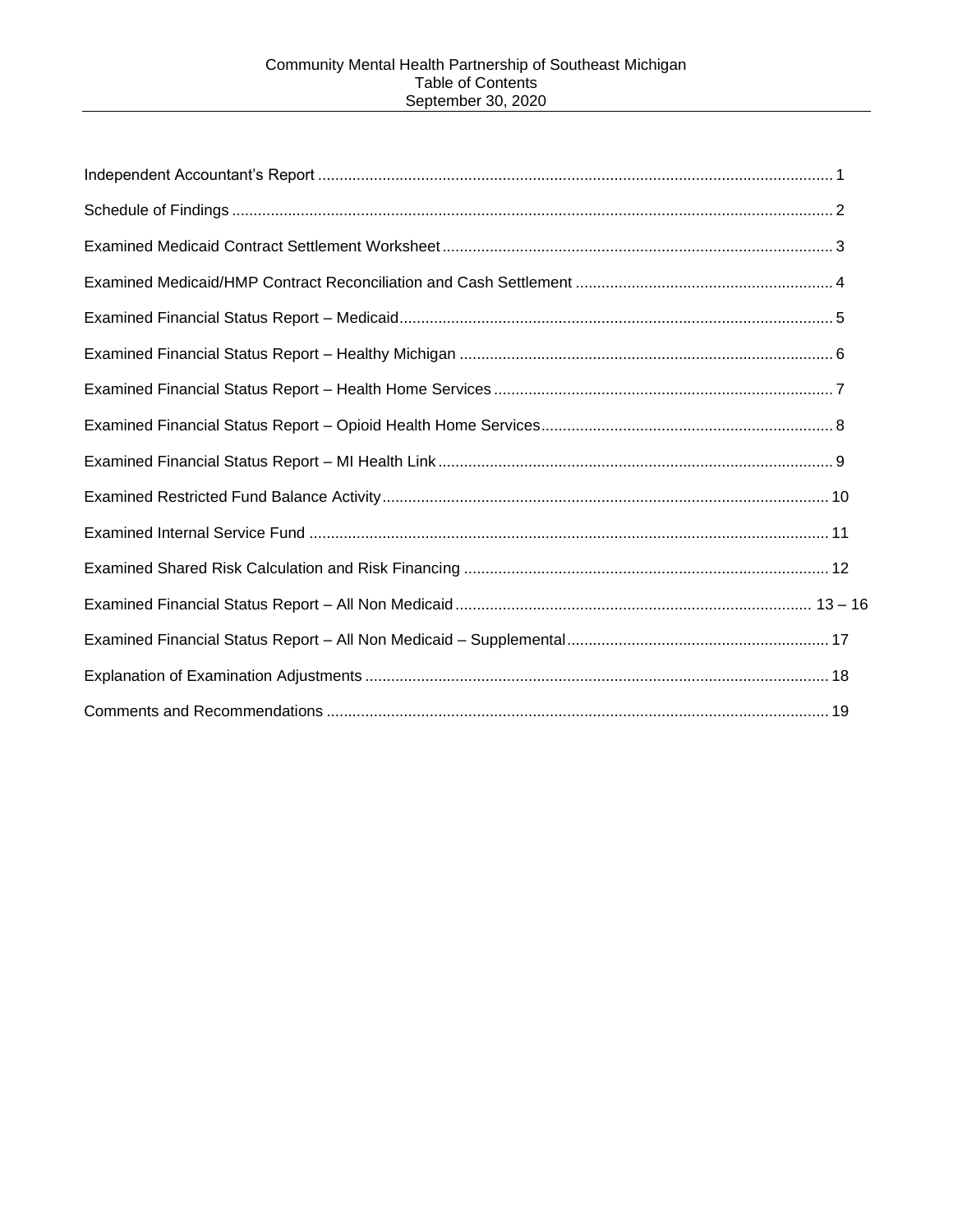Community Mental Health Partnership of Southeast Michigan
Table of Contents
September 30, 2020

| | |
|---|---|
| Independent Accountant's Report | 1 |
| Schedule of Findings | 2 |
| Examined Medicaid Contract Settlement Worksheet | 3 |
| Examined Medicaid/HMP Contract Reconciliation and Cash Settlement | 4 |
| Examined Financial Status Report – Medicaid | 5 |
| Examined Financial Status Report – Healthy Michigan | 6 |
| Examined Financial Status Report – Health Home Services | 7 |
| Examined Financial Status Report – Opioid Health Home Services | 8 |
| Examined Financial Status Report – MI Health Link | 9 |
| Examined Restricted Fund Balance Activity | 10 |
| Examined Internal Service Fund | 11 |
| Examined Shared Risk Calculation and Risk Financing | 12 |
| Examined Financial Status Report – All Non Medicaid | 13 – 16 |
| Examined Financial Status Report – All Non Medicaid – Supplemental | 17 |
| Explanation of Examination Adjustments | 18 |
| Comments and Recommendations | 19 |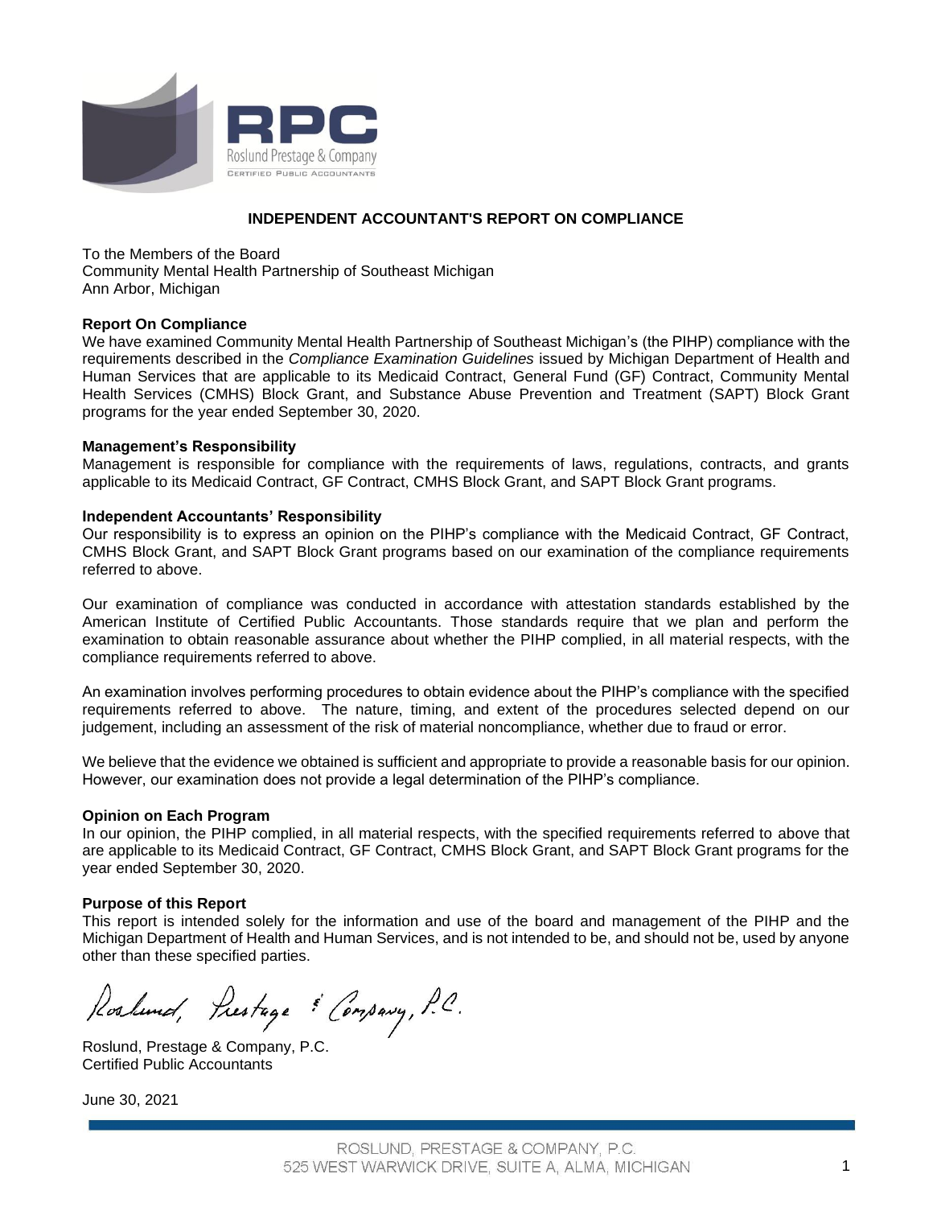RPC

Roslund Prestage & Company

CERTIFIED PUBLIC ACCOUNTANTS

# INDEPENDENT ACCOUNTANT'S REPORT ON COMPLIANCE

To the Members of the Board
Community Mental Health Partnership of Southeast Michigan
Ann Arbor, Michigan

**Report On Compliance**

We have examined Community Mental Health Partnership of Southeast Michigan's (the PIHP) compliance with the requirements described in the *Compliance Examination Guidelines* issued by Michigan Department of Health and Human Services that are applicable to its Medicaid Contract, General Fund (GF) Contract, Community Mental Health Services (CMHS) Block Grant, and Substance Abuse Prevention and Treatment (SAPT) Block Grant programs for the year ended September 30, 2020.

**Management's Responsibility**

Management is responsible for compliance with the requirements of laws, regulations, contracts, and grants applicable to its Medicaid Contract, GF Contract, CMHS Block Grant, and SAPT Block Grant programs.

**Independent Accountants' Responsibility**

Our responsibility is to express an opinion on the PIHP's compliance with the Medicaid Contract, GF Contract, CMHS Block Grant, and SAPT Block Grant programs based on our examination of the compliance requirements referred to above.

Our examination of compliance was conducted in accordance with attestation standards established by the American Institute of Certified Public Accountants. Those standards require that we plan and perform the examination to obtain reasonable assurance about whether the PIHP complied, in all material respects, with the compliance requirements referred to above.

An examination involves performing procedures to obtain evidence about the PIHP's compliance with the specified requirements referred to above. The nature, timing, and extent of the procedures selected depend on our judgement, including an assessment of the risk of material noncompliance, whether due to fraud or error.

We believe that the evidence we obtained is sufficient and appropriate to provide a reasonable basis for our opinion. However, our examination does not provide a legal determination of the PIHP's compliance.

**Opinion on Each Program**

In our opinion, the PIHP complied, in all material respects, with the specified requirements referred to above that are applicable to its Medicaid Contract, GF Contract, CMHS Block Grant, and SAPT Block Grant programs for the year ended September 30, 2020.

**Purpose of this Report**

This report is intended solely for the information and use of the board and management of the PIHP and the Michigan Department of Health and Human Services, and is not intended to be, and should not be, used by anyone other than these specified parties.

*Roslund, Prestage & Company, P.C.*

Roslund, Prestage & Company, P.C.
Certified Public Accountants

June 30, 2021

ROSLUND, PRESTAGE & COMPANY, P.C.
525 WEST WARWICK DRIVE, SUITE A, ALMA, MICHIGAN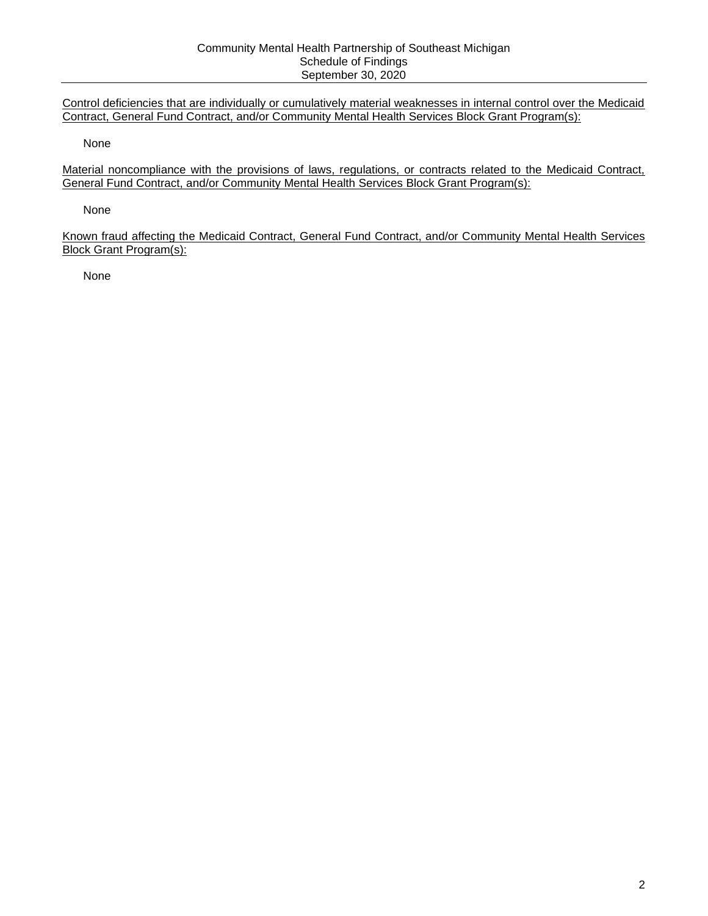Community Mental Health Partnership of Southeast Michigan
Schedule of Findings
September 30, 2020

Control deficiencies that are individually or cumulatively material weaknesses in internal control over the Medicaid Contract, General Fund Contract, and/or Community Mental Health Services Block Grant Program(s):

None

Material noncompliance with the provisions of laws, regulations, or contracts related to the Medicaid Contract, General Fund Contract, and/or Community Mental Health Services Block Grant Program(s):

None

Known fraud affecting the Medicaid Contract, General Fund Contract, and/or Community Mental Health Services Block Grant Program(s):

None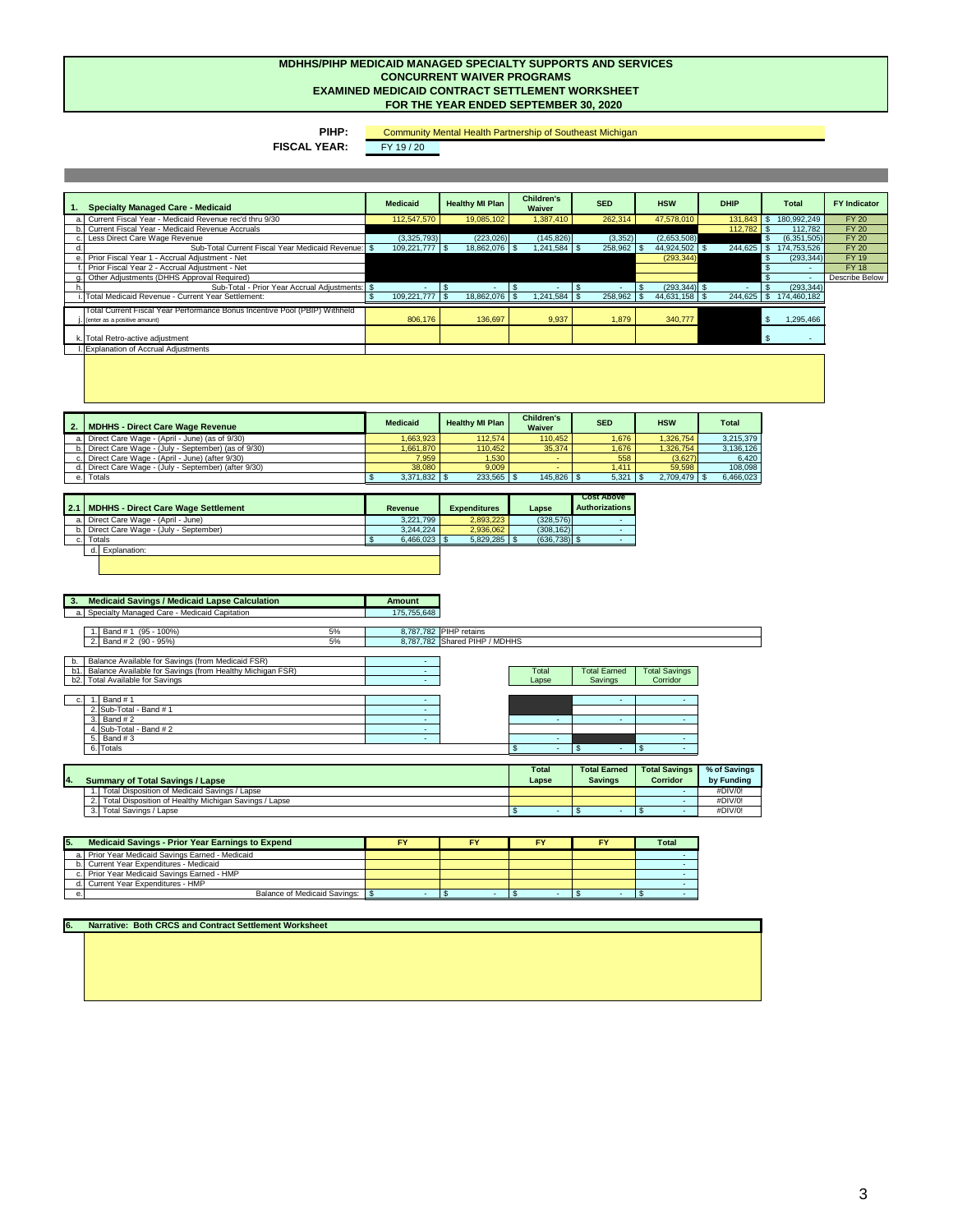# MDHHS/PIHP MEDICAID MANAGED SPECIALTY SUPPORTS AND SERVICES
## CONCURRENT WAIVER PROGRAMS
## EXAMINED MEDICAID CONTRACT SETTLEMENT WORKSHEET
## FOR THE YEAR ENDED SEPTEMBER 30, 2020

**PIHP:** Community Mental Health Partnership of Southeast Michigan

**FISCAL YEAR:** FY 19 / 20

| 1. | Specialty Managed Care - Medicaid | Medicaid | Healthy MI Plan | Children's Waiver | SED | HSW | DHIP | Total | FY Indicator |
|---|---|---|---|---|---|---|---|---|---|
| a. | Current Fiscal Year - Medicaid Revenue rec'd thru 9/30 | 112,547,570 | 19,085,102 | 1,387,410 | 262,314 | 47,578,010 | 131,843 | $ 180,992,249 | FY 20 |
| b. | Current Fiscal Year - Medicaid Revenue Accruals | | | | | | 112,782 | $ 112,782 | FY 20 |
| c. | Less Direct Care Wage Revenue | (3,325,793) | (223,026) | (145,826) | (3,352) | (2,653,508) | | $ (6,351,505) | FY 20 |
| d. | Sub-Total Current Fiscal Year Medicaid Revenue: | $ 109,221,777 | $ 18,862,076 | $ 1,241,584 | $ 258,962 | $ 44,924,502 | $ 244,625 | $ 174,753,526 | FY 20 |
| e. | Prior Fiscal Year 1 - Accrual Adjustment - Net | | | | | (293,344) | | $ (293,344) | FY 19 |
| f. | Prior Fiscal Year 2 - Accrual Adjustment - Net | | | | | | | $ - | FY 18 |
| g. | Other Adjustments (DHHS Approval Required) | | | | | | | $ - | Describe Below |
| h. | Sub-Total - Prior Year Accrual Adjustments: | $ - | $ - | $ - | $ - | $ (293,344) | $ - | $ (293,344) | |
| i. | Total Medicaid Revenue - Current Year Settlement: | $ 109,221,777 | $ 18,862,076 | $ 1,241,584 | $ 258,962 | $ 44,631,158 | $ 244,625 | $ 174,460,182 | |
| j. | Total Current Fiscal Year Performance Bonus Incentive Pool (PBIP) Withheld (enter as a positive amount) | 806,176 | 136,697 | 9,937 | 1,879 | 340,777 | | $ 1,295,466 | |
| k. | Total Retro-active adjustment | | | | | | | $ - | |
| l. | Explanation of Accrual Adjustments | | | | | | | | |

| 2. | MDHHS - Direct Care Wage Revenue | Medicaid | Healthy MI Plan | Children's Waiver | SED | HSW | Total |
|---|---|---|---|---|---|---|---|
| a. | Direct Care Wage - (April - June) (as of 9/30) | 1,663,923 | 112,574 | 110,452 | 1,676 | 1,326,754 | 3,215,379 |
| b. | Direct Care Wage - (July - September) (as of 9/30) | 1,661,870 | 110,452 | 35,374 | 1,676 | 1,326,754 | 3,136,126 |
| c. | Direct Care Wage - (April - June) (after 9/30) | 7,959 | 1,530 | - | 558 | (3,627) | 6,420 |
| d. | Direct Care Wage - (July - September) (after 9/30) | 38,080 | 9,009 | - | 1,411 | 59,598 | 108,098 |
| e. | Totals | $ 3,371,832 | $ 233,565 | $ 145,826 | $ 5,321 | $ 2,709,479 | $ 6,466,023 |

| 2.1 | MDHHS - Direct Care Wage Settlement | Revenue | Expenditures | Lapse | Cost Above Authorizations |
|---|---|---|---|---|---|
| a. | Direct Care Wage - (April - June) | 3,221,799 | 2,893,223 | (328,576) | - |
| b. | Direct Care Wage - (July - September) | 3,244,224 | 2,936,062 | (308,162) | - |
| c. | Totals | $ 6,466,023 | $ 5,829,285 | $ (636,738) | $ - |
| d. | Explanation: | | | | |

| 3. | Medicaid Savings / Medicaid Lapse Calculation | | Amount | |
|---|---|---|---|---|
| a. | Specialty Managed Care - Medicaid Capitation | | 175,755,648 | |
| 1. | Band # 1 (95 - 100%) | 5% | 8,787,782 | PIHP retains |
| 2. | Band # 2 (90 - 95%) | 5% | 8,787,782 | Shared PIHP / MDHHS |
| b. | Balance Available for Savings (from Medicaid FSR) | | - | |
| b1. | Balance Available for Savings (from Healthy Michigan FSR) | | - | |
| b2. | Total Available for Savings | | - | |

| c. | | Amount | Total Lapse | Total Earned Savings | Total Savings Corridor |
|---|---|---|---|---|---|
| 1. | Band # 1 | - | | - | - |
| 2. | Sub-Total - Band # 1 | - | | | |
| 3. | Band # 2 | - | - | - | - |
| 4. | Sub-Total - Band # 2 | - | | | |
| 5. | Band # 3 | - | - | | - |
| 6. | Totals | | $ - | $ - | $ - |

| 4. | Summary of Total Savings / Lapse | Total Lapse | Total Earned Savings | Total Savings Corridor | % of Savings by Funding |
|---|---|---|---|---|---|
| 1. | Total Disposition of Medicaid Savings / Lapse | | | - | #DIV/0! |
| 2. | Total Disposition of Healthy Michigan Savings / Lapse | | | - | #DIV/0! |
| 3. | Total Savings / Lapse | $ - | $ - | $ - | #DIV/0! |

| 5. | Medicaid Savings - Prior Year Earnings to Expend | FY | FY | FY | FY | Total |
|---|---|---|---|---|---|---|
| a. | Prior Year Medicaid Savings Earned - Medicaid | | | | | - |
| b. | Current Year Expenditures - Medicaid | | | | | - |
| c. | Prior Year Medicaid Savings Earned - HMP | | | | | - |
| d. | Current Year Expenditures - HMP | | | | | - |
| e. | Balance of Medicaid Savings: | $ - | $ - | $ - | $ - | $ - |

**6. Narrative: Both CRCS and Contract Settlement Worksheet**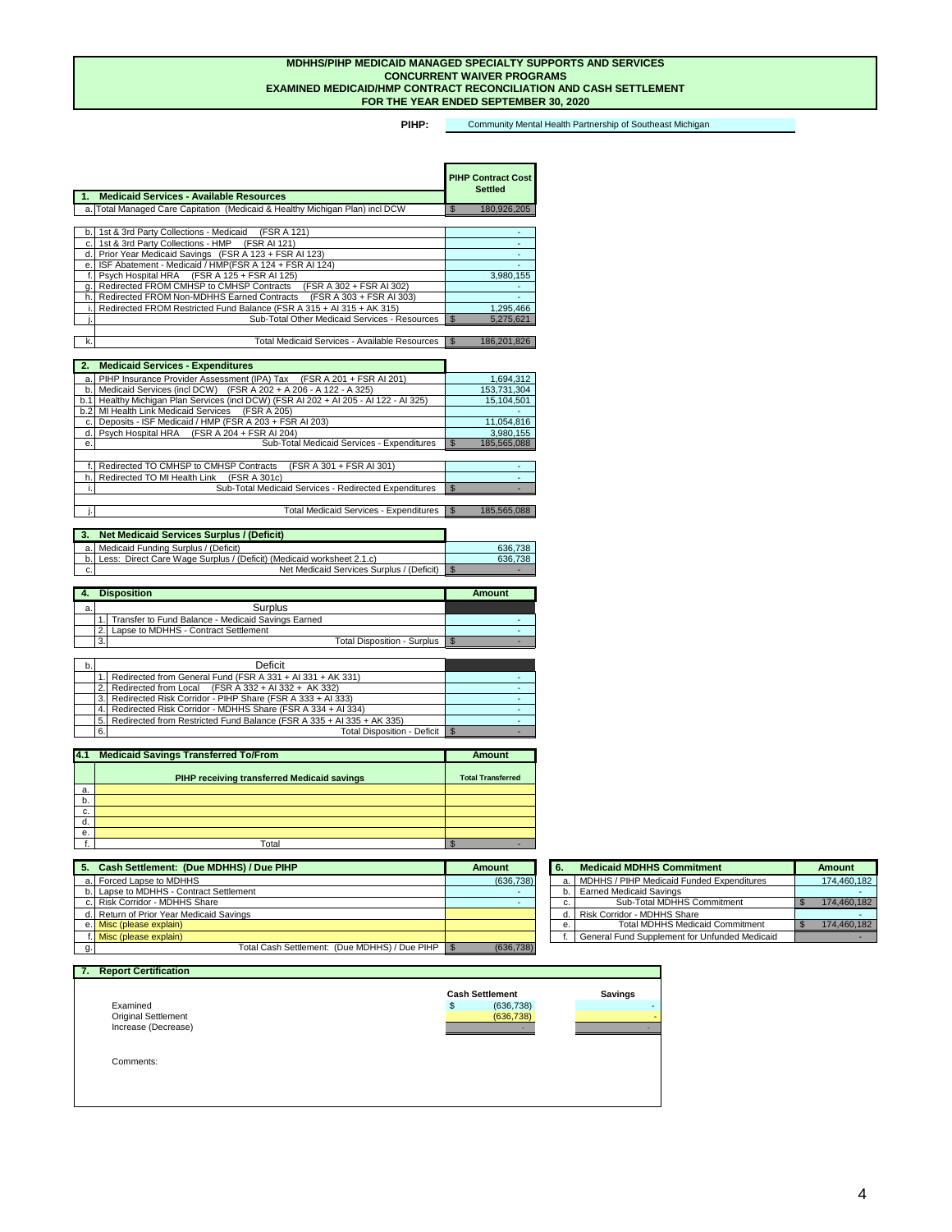# MDHHS/PIHP MEDICAID MANAGED SPECIALTY SUPPORTS AND SERVICES
## CONCURRENT WAIVER PROGRAMS
## EXAMINED MEDICAID/HMP CONTRACT RECONCILIATION AND CASH SETTLEMENT
## FOR THE YEAR ENDED SEPTEMBER 30, 2020

**PIHP:** Community Mental Health Partnership of Southeast Michigan

| | | PIHP Contract Cost Settled |
|---|---|---|
| **1.** | **Medicaid Services - Available Resources** | |
| a. | Total Managed Care Capitation (Medicaid & Healthy Michigan Plan) incl DCW | $ 180,926,205 |
| | | |
| b. | 1st & 3rd Party Collections - Medicaid (FSR A 121) | - |
| c. | 1st & 3rd Party Collections - HMP (FSR AI 121) | - |
| d. | Prior Year Medicaid Savings (FSR A 123 + FSR AI 123) | - |
| e. | ISF Abatement - Medicaid / HMP(FSR A 124 + FSR AI 124) | - |
| f. | Psych Hospital HRA (FSR A 125 + FSR AI 125) | 3,980,155 |
| g. | Redirected FROM CMHSP to CMHSP Contracts (FSR A 302 + FSR AI 302) | - |
| h. | Redirected FROM Non-MDHHS Earned Contracts (FSR A 303 + FSR AI 303) | - |
| i. | Redirected FROM Restricted Fund Balance (FSR A 315 + AI 315 + AK 315) | 1,295,466 |
| j. | Sub-Total Other Medicaid Services - Resources | $ 5,275,621 |
| | | |
| k. | Total Medicaid Services - Available Resources | $ 186,201,826 |

| | | |
|---|---|---|
| **2.** | **Medicaid Services - Expenditures** | |
| a. | PIHP Insurance Provider Assessment (IPA) Tax (FSR A 201 + FSR AI 201) | 1,694,312 |
| b. | Medicaid Services (incl DCW) (FSR A 202 + A 206 - A 122 - A 325) | 153,731,304 |
| b.1 | Healthy Michigan Plan Services (incl DCW) (FSR AI 202 + AI 205 - AI 122 - AI 325) | 15,104,501 |
| b.2 | MI Health Link Medicaid Services (FSR A 205) | - |
| c. | Deposits - ISF Medicaid / HMP (FSR A 203 + FSR AI 203) | 11,054,816 |
| d. | Psych Hospital HRA (FSR A 204 + FSR AI 204) | 3,980,155 |
| e. | Sub-Total Medicaid Services - Expenditures | $ 185,565,088 |
| | | |
| f. | Redirected TO CMHSP to CMHSP Contracts (FSR A 301 + FSR AI 301) | - |
| h. | Redirected TO MI Health Link (FSR A 301c) | - |
| i. | Sub-Total Medicaid Services - Redirected Expenditures | $ - |
| | | |
| j. | Total Medicaid Services - Expenditures | $ 185,565,088 |

| | | |
|---|---|---|
| **3.** | **Net Medicaid Services Surplus / (Deficit)** | |
| a. | Medicaid Funding Surplus / (Deficit) | 636,738 |
| b. | Less: Direct Care Wage Surplus / (Deficit) (Medicaid worksheet 2.1.c) | 636,738 |
| c. | Net Medicaid Services Surplus / (Deficit) | $ - |

| | | | Amount |
|---|---|---|---|
| **4.** | **Disposition** | | |
| a. | | Surplus | |
| | 1. | Transfer to Fund Balance - Medicaid Savings Earned | - |
| | 2. | Lapse to MDHHS - Contract Settlement | - |
| | 3. | Total Disposition - Surplus | $ - |
| | | | |
| b. | | Deficit | |
| | 1. | Redirected from General Fund (FSR A 331 + AI 331 + AK 331) | - |
| | 2. | Redirected from Local (FSR A 332 + AI 332 + AK 332) | - |
| | 3. | Redirected Risk Corridor - PIHP Share (FSR A 333 + AI 333) | - |
| | 4. | Redirected Risk Corridor - MDHHS Share (FSR A 334 + AI 334) | - |
| | 5. | Redirected from Restricted Fund Balance (FSR A 335 + AI 335 + AK 335) | - |
| | 6. | Total Disposition - Deficit | $ - |

| | | Amount |
|---|---|---|
| **4.1** | **Medicaid Savings Transferred To/From** | |
| | **PIHP receiving transferred Medicaid savings** | **Total Transferred** |
| a. | | |
| b. | | |
| c. | | |
| d. | | |
| e. | | |
| f. | Total | $ - |

| | | Amount |
|---|---|---|
| **5.** | **Cash Settlement: (Due MDHHS) / Due PIHP** | |
| a. | Forced Lapse to MDHHS | (636,738) |
| b. | Lapse to MDHHS - Contract Settlement | - |
| c. | Risk Corridor - MDHHS Share | - |
| d. | Return of Prior Year Medicaid Savings | |
| e. | Misc (please explain) | |
| f. | Misc (please explain) | |
| g. | Total Cash Settlement: (Due MDHHS) / Due PIHP | $ (636,738) |

| | | Amount |
|---|---|---|
| **6.** | **Medicaid MDHHS Commitment** | |
| a. | MDHHS / PIHP Medicaid Funded Expenditures | 174,460,182 |
| b. | Earned Medicaid Savings | - |
| c. | Sub-Total MDHHS Commitment | $ 174,460,182 |
| d. | Risk Corridor - MDHHS Share | - |
| e. | Total MDHHS Medicaid Commitment | $ 174,460,182 |
| f. | General Fund Supplement for Unfunded Medicaid | - |

**7. Report Certification**

| | Cash Settlement | Savings |
|---|---|---|
| Examined | $ (636,738) | - |
| Original Settlement | (636,738) | - |
| Increase (Decrease) | - | - |

Comments: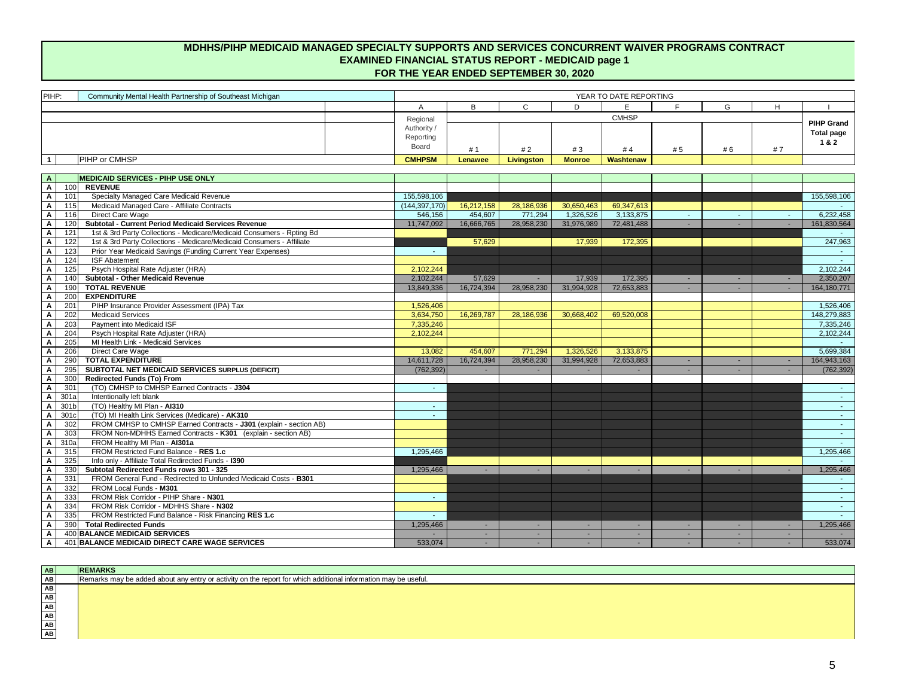# MDHHS/PIHP MEDICAID MANAGED SPECIALTY SUPPORTS AND SERVICES CONCURRENT WAIVER PROGRAMS CONTRACT
## EXAMINED FINANCIAL STATUS REPORT - MEDICAID page 1
## FOR THE YEAR ENDED SEPTEMBER 30, 2020

| PIHP: | | Community Mental Health Partnership of Southeast Michigan | YEAR TO DATE REPORTING | | | | | | | | |
|---|---|---|---|---|---|---|---|---|---|---|---|
| | | | A | B | C | D | E | F | G | H | I |
| | | | Regional Authority / Reporting Board | CMHSP | | | | | | | PIHP Grand Total page 1 & 2 |
| | | | | # 1 | # 2 | # 3 | # 4 | # 5 | # 6 | # 7 | |
| 1 | | PIHP or CMHSP | CMHPSM | Lenawee | Livingston | Monroe | Washtenaw | | | | |
| A | | **MEDICAID SERVICES - PIHP USE ONLY** | | | | | | | | | |
| A | 100 | **REVENUE** | | | | | | | | | |
| A | 101 | Specialty Managed Care Medicaid Revenue | 155,598,106 | | | | | | | | 155,598,106 |
| A | 115 | Medicaid Managed Care - Affiliate Contracts | (144,397,170) | 16,212,158 | 28,186,936 | 30,650,463 | 69,347,613 | | | | - |
| A | 116 | Direct Care Wage | 546,156 | 454,607 | 771,294 | 1,326,526 | 3,133,875 | - | - | - | 6,232,458 |
| A | 120 | **Subtotal - Current Period Medicaid Services Revenue** | 11,747,092 | 16,666,765 | 28,958,230 | 31,976,989 | 72,481,488 | - | - | - | 161,830,564 |
| A | 121 | 1st & 3rd Party Collections - Medicare/Medicaid Consumers - Rpting Bd | | | | | | | | | - |
| A | 122 | 1st & 3rd Party Collections - Medicare/Medicaid Consumers - Affiliate | | 57,629 | | 17,939 | 172,395 | | | | 247,963 |
| A | 123 | Prior Year Medicaid Savings (Funding Current Year Expenses) | - | | | | | | | | - |
| A | 124 | ISF Abatement | | | | | | | | | - |
| A | 125 | Psych Hospital Rate Adjuster (HRA) | 2,102,244 | | | | | | | | 2,102,244 |
| A | 140 | **Subtotal - Other Medicaid Revenue** | 2,102,244 | 57,629 | - | 17,939 | 172,395 | - | - | - | 2,350,207 |
| A | 190 | **TOTAL REVENUE** | 13,849,336 | 16,724,394 | 28,958,230 | 31,994,928 | 72,653,883 | - | - | - | 164,180,771 |
| A | 200 | **EXPENDITURE** | | | | | | | | | |
| A | 201 | PIHP Insurance Provider Assessment (IPA) Tax | 1,526,406 | | | | | | | | 1,526,406 |
| A | 202 | Medicaid Services | 3,634,750 | 16,269,787 | 28,186,936 | 30,668,402 | 69,520,008 | | | | 148,279,883 |
| A | 203 | Payment into Medicaid ISF | 7,335,246 | | | | | | | | 7,335,246 |
| A | 204 | Psych Hospital Rate Adjuster (HRA) | 2,102,244 | | | | | | | | 2,102,244 |
| A | 205 | MI Health Link - Medicaid Services | | | | | | | | | - |
| A | 206 | Direct Care Wage | 13,082 | 454,607 | 771,294 | 1,326,526 | 3,133,875 | | | | 5,699,384 |
| A | 290 | **TOTAL EXPENDITURE** | 14,611,728 | 16,724,394 | 28,958,230 | 31,994,928 | 72,653,883 | - | - | - | 164,943,163 |
| A | 295 | **SUBTOTAL NET MEDICAID SERVICES SURPLUS (DEFICIT)** | (762,392) | - | - | - | - | - | - | - | (762,392) |
| A | 300 | **Redirected Funds (To) From** | | | | | | | | | |
| A | 301 | (TO) CMHSP to CMHSP Earned Contracts - **J304** | - | | | | | | | | - |
| A | 301a | Intentionally left blank | | | | | | | | | - |
| A | 301b | (TO) Healthy MI Plan - **AI310** | - | | | | | | | | - |
| A | 301c | (TO) MI Health Link Services (Medicare) - **AK310** | - | | | | | | | | - |
| A | 302 | FROM CMHSP to CMHSP Earned Contracts - **J301** (explain - section AB) | | | | | | | | | - |
| A | 303 | FROM Non-MDHHS Earned Contracts - **K301** (explain - section AB) | | | | | | | | | - |
| A | 310a | FROM Healthy MI Plan - **AI301a** | | | | | | | | | - |
| A | 315 | FROM Restricted Fund Balance - **RES 1.c** | 1,295,466 | | | | | | | | 1,295,466 |
| A | 325 | Info only - Affiliate Total Redirected Funds - **I390** | | | | | | | | | - |
| A | 330 | **Subtotal Redirected Funds rows 301 - 325** | 1,295,466 | - | - | - | - | - | - | - | 1,295,466 |
| A | 331 | FROM General Fund - Redirected to Unfunded Medicaid Costs - **B301** | | | | | | | | | - |
| A | 332 | FROM Local Funds - **M301** | | | | | | | | | - |
| A | 333 | FROM Risk Corridor - PIHP Share - **N301** | - | | | | | | | | - |
| A | 334 | FROM Risk Corridor - MDHHS Share - **N302** | | | | | | | | | - |
| A | 335 | FROM Restricted Fund Balance - Risk Financing **RES 1.c** | - | | | | | | | | - |
| A | 390 | **Total Redirected Funds** | 1,295,466 | - | - | - | - | - | - | - | 1,295,466 |
| A | 400 | **BALANCE MEDICAID SERVICES** | - | - | - | - | - | - | - | - | - |
| A | 401 | **BALANCE MEDICAID DIRECT CARE WAGE SERVICES** | 533,074 | - | - | - | - | - | - | - | 533,074 |

| AB | **REMARKS** |
|---|---|
| AB | Remarks may be added about any entry or activity on the report for which additional information may be useful. |
| AB | |
| AB | |
| AB | |
| AB | |
| AB | |
| AB | |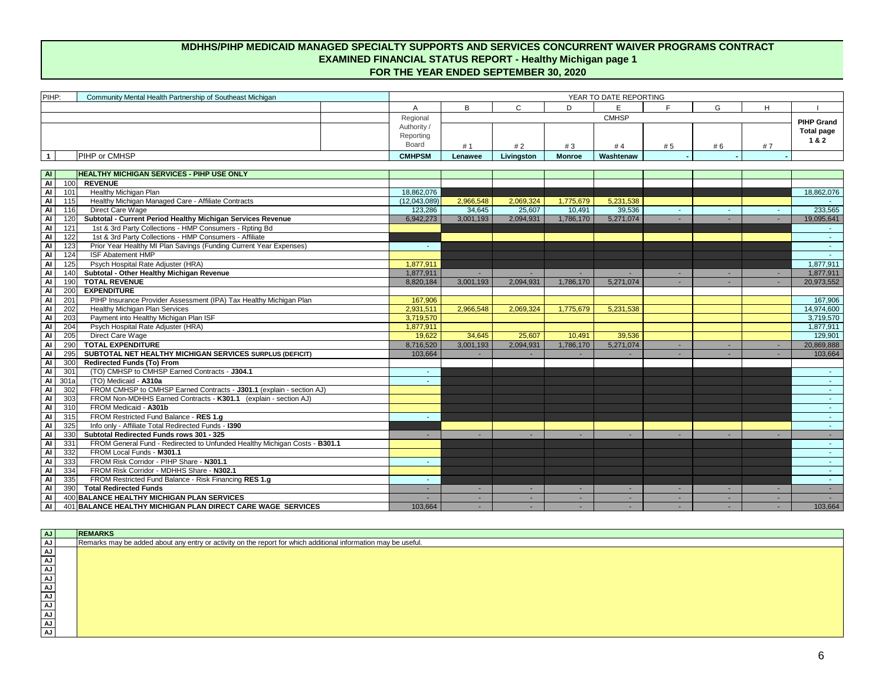# MDHHS/PIHP MEDICAID MANAGED SPECIALTY SUPPORTS AND SERVICES CONCURRENT WAIVER PROGRAMS CONTRACT
## EXAMINED FINANCIAL STATUS REPORT - Healthy Michigan page 1
## FOR THE YEAR ENDED SEPTEMBER 30, 2020

| PIHP: | | Community Mental Health Partnership of Southeast Michigan | A | B | C | D | E | F | G | H | I |
|---|---|---|---|---|---|---|---|---|---|---|---|
| | | | YEAR TO DATE REPORTING | | | | | | | | |
| | | | Regional Authority / Reporting Board | CMHSP | | | | | | | PIHP Grand Total page 1 & 2 |
| | | | | # 1 | # 2 | # 3 | # 4 | # 5 | # 6 | # 7 | |
| 1 | | PIHP or CMHSP | CMHPSM | Lenawee | Livingston | Monroe | Washtenaw | - | - | - | |
| AI | | **HEALTHY MICHIGAN SERVICES - PIHP USE ONLY** | | | | | | | | | |
| AI | 100 | **REVENUE** | | | | | | | | | |
| AI | 101 | Healthy Michigan Plan | 18,862,076 | | | | | | | | 18,862,076 |
| AI | 115 | Healthy Michigan Managed Care - Affiliate Contracts | (12,043,089) | 2,966,548 | 2,069,324 | 1,775,679 | 5,231,538 | | | | - |
| AI | 116 | Direct Care Wage | 123,286 | 34,645 | 25,607 | 10,491 | 39,536 | - | - | - | 233,565 |
| AI | 120 | **Subtotal - Current Period Healthy Michigan Services Revenue** | 6,942,273 | 3,001,193 | 2,094,931 | 1,786,170 | 5,271,074 | - | - | - | 19,095,641 |
| AI | 121 | 1st & 3rd Party Collections - HMP Consumers - Rpting Bd | | | | | | | | | - |
| AI | 122 | 1st & 3rd Party Collections - HMP Consumers - Affiliate | | | | | | | | | - |
| AI | 123 | Prior Year Healthy MI Plan Savings (Funding Current Year Expenses) | - | | | | | | | | - |
| AI | 124 | ISF Abatement HMP | | | | | | | | | - |
| AI | 125 | Psych Hospital Rate Adjuster (HRA) | 1,877,911 | | | | | | | | 1,877,911 |
| AI | 140 | **Subtotal - Other Healthy Michigan Revenue** | 1,877,911 | - | - | - | - | - | - | - | 1,877,911 |
| AI | 190 | **TOTAL REVENUE** | 8,820,184 | 3,001,193 | 2,094,931 | 1,786,170 | 5,271,074 | - | - | - | 20,973,552 |
| AI | 200 | **EXPENDITURE** | | | | | | | | | |
| AI | 201 | PIHP Insurance Provider Assessment (IPA) Tax Healthy Michigan Plan | 167,906 | | | | | | | | 167,906 |
| AI | 202 | Healthy Michigan Plan Services | 2,931,511 | 2,966,548 | 2,069,324 | 1,775,679 | 5,231,538 | | | | 14,974,600 |
| AI | 203 | Payment into Healthy Michigan Plan ISF | 3,719,570 | | | | | | | | 3,719,570 |
| AI | 204 | Psych Hospital Rate Adjuster (HRA) | 1,877,911 | | | | | | | | 1,877,911 |
| AI | 205 | Direct Care Wage | 19,622 | 34,645 | 25,607 | 10,491 | 39,536 | | | | 129,901 |
| AI | 290 | **TOTAL EXPENDITURE** | 8,716,520 | 3,001,193 | 2,094,931 | 1,786,170 | 5,271,074 | - | - | - | 20,869,888 |
| AI | 295 | **SUBTOTAL NET HEALTHY MICHIGAN SERVICES SURPLUS (DEFICIT)** | 103,664 | - | - | - | - | - | - | - | 103,664 |
| AI | 300 | **Redirected Funds (To) From** | | | | | | | | | |
| AI | 301 | (TO) CMHSP to CMHSP Earned Contracts - **J304.1** | - | | | | | | | | - |
| AI | 301a | (TO) Medicaid - **A310a** | - | | | | | | | | - |
| AI | 302 | FROM CMHSP to CMHSP Earned Contracts - **J301.1** (explain - section AJ) | | | | | | | | | - |
| AI | 303 | FROM Non-MDHHS Earned Contracts - **K301.1** (explain - section AJ) | | | | | | | | | - |
| AI | 310 | FROM Medicaid - **A301b** | | | | | | | | | - |
| AI | 315 | FROM Restricted Fund Balance - **RES 1.g** | - | | | | | | | | - |
| AI | 325 | Info only - Affiliate Total Redirected Funds - **I390** | | | | | | | | | - |
| AI | 330 | **Subtotal Redirected Funds rows 301 - 325** | - | - | - | - | - | - | - | - | - |
| AI | 331 | FROM General Fund - Redirected to Unfunded Healthy Michigan Costs - **B301.1** | | | | | | | | | - |
| AI | 332 | FROM Local Funds - **M301.1** | | | | | | | | | - |
| AI | 333 | FROM Risk Corridor - PIHP Share - **N301.1** | - | | | | | | | | - |
| AI | 334 | FROM Risk Corridor - MDHHS Share - **N302.1** | | | | | | | | | - |
| AI | 335 | FROM Restricted Fund Balance - Risk Financing **RES 1.g** | - | | | | | | | | - |
| AI | 390 | **Total Redirected Funds** | - | - | - | - | - | - | - | - | - |
| AI | 400 | **BALANCE HEALTHY MICHIGAN PLAN SERVICES** | - | - | - | - | - | - | - | - | - |
| AI | 401 | **BALANCE HEALTHY MICHIGAN PLAN DIRECT CARE WAGE SERVICES** | 103,664 | - | - | - | - | - | - | - | 103,664 |

| AJ | **REMARKS** |
|---|---|
| AJ | Remarks may be added about any entry or activity on the report for which additional information may be useful. |
| AJ | |
| AJ | |
| AJ | |
| AJ | |
| AJ | |
| AJ | |
| AJ | |
| AJ | |
| AJ | |
| AJ | |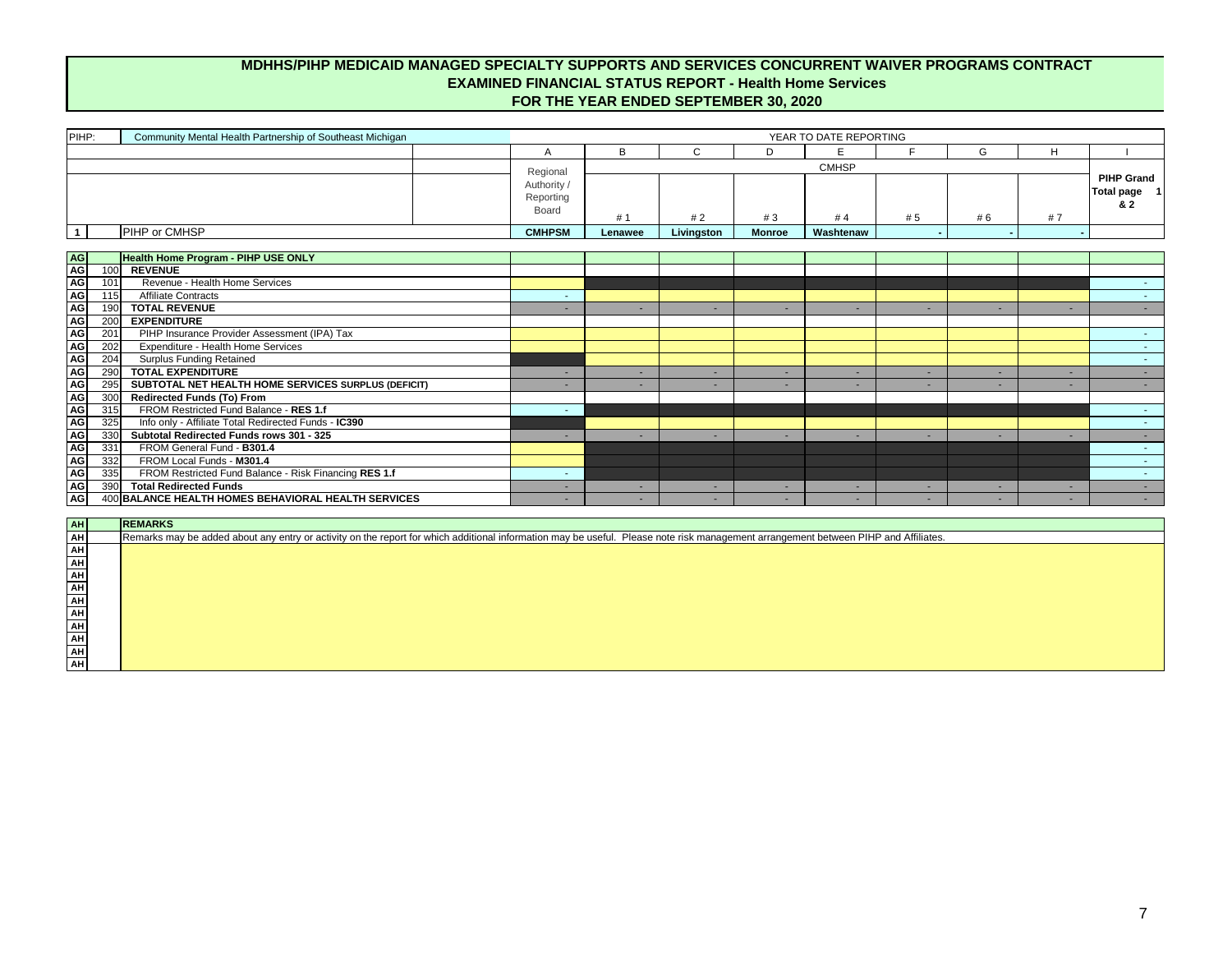# MDHHS/PIHP MEDICAID MANAGED SPECIALTY SUPPORTS AND SERVICES CONCURRENT WAIVER PROGRAMS CONTRACT
## EXAMINED FINANCIAL STATUS REPORT - Health Home Services
## FOR THE YEAR ENDED SEPTEMBER 30, 2020

| PIHP: | | Community Mental Health Partnership of Southeast Michigan | YEAR TO DATE REPORTING | | | | | | | | |
|---|---|---|---|---|---|---|---|---|---|---|---|
| | | | A | B | C | D | E | F | G | H | I |
| | | | Regional Authority / Reporting Board | CMHSP # 1 | # 2 | # 3 | # 4 | # 5 | # 6 | # 7 | PIHP Grand Total page 1 & 2 |
| 1 | | PIHP or CMHSP | CMHPSM | Lenawee | Livingston | Monroe | Washtenaw | - | - | - | |
| AG | | **Health Home Program - PIHP USE ONLY** | | | | | | | | | |
| AG | 100 | **REVENUE** | | | | | | | | | |
| AG | 101 | Revenue - Health Home Services | | | | | | | | | - |
| AG | 115 | Affiliate Contracts | - | | | | | | | | - |
| AG | 190 | **TOTAL REVENUE** | - | - | - | - | - | - | - | - | - |
| AG | 200 | **EXPENDITURE** | | | | | | | | | |
| AG | 201 | PIHP Insurance Provider Assessment (IPA) Tax | | | | | | | | | - |
| AG | 202 | Expenditure - Health Home Services | | | | | | | | | - |
| AG | 204 | Surplus Funding Retained | | | | | | | | | - |
| AG | 290 | **TOTAL EXPENDITURE** | - | - | - | - | - | - | - | - | - |
| AG | 295 | **SUBTOTAL NET HEALTH HOME SERVICES SURPLUS (DEFICIT)** | - | - | - | - | - | - | - | - | - |
| AG | 300 | **Redirected Funds (To) From** | | | | | | | | | |
| AG | 315 | FROM Restricted Fund Balance - **RES 1.f** | - | | | | | | | | - |
| AG | 325 | Info only - Affiliate Total Redirected Funds - **IC390** | | | | | | | | | - |
| AG | 330 | **Subtotal Redirected Funds rows 301 - 325** | - | - | - | - | - | - | - | - | - |
| AG | 331 | FROM General Fund - **B301.4** | | | | | | | | | - |
| AG | 332 | FROM Local Funds - **M301.4** | | | | | | | | | - |
| AG | 335 | FROM Restricted Fund Balance - Risk Financing **RES 1.f** | - | | | | | | | | - |
| AG | 390 | **Total Redirected Funds** | - | - | - | - | - | - | - | - | - |
| AG | 400 | **BALANCE HEALTH HOMES BEHAVIORAL HEALTH SERVICES** | - | - | - | - | - | - | - | - | - |

| AH | **REMARKS** |
|---|---|
| AH | Remarks may be added about any entry or activity on the report for which additional information may be useful. Please note risk management arrangement between PIHP and Affiliates. |
| AH | |
| AH | |
| AH | |
| AH | |
| AH | |
| AH | |
| AH | |
| AH | |
| AH | |
| AH | |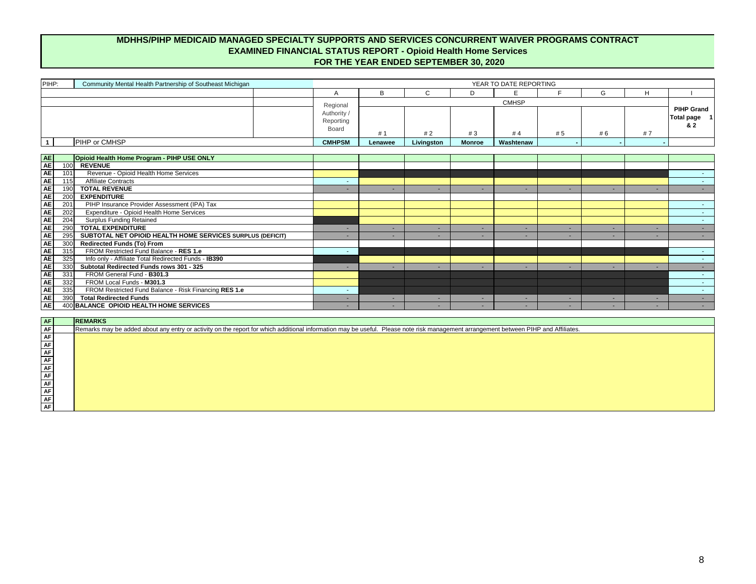# MDHHS/PIHP MEDICAID MANAGED SPECIALTY SUPPORTS AND SERVICES CONCURRENT WAIVER PROGRAMS CONTRACT
## EXAMINED FINANCIAL STATUS REPORT - Opioid Health Home Services
## FOR THE YEAR ENDED SEPTEMBER 30, 2020

| PIHP: | | Community Mental Health Partnership of Southeast Michigan | YEAR TO DATE REPORTING | | | | | | | | |
|---|---|---|---|---|---|---|---|---|---|---|---|
| | | | A | B | C | D | E | F | G | H | I |
| | | | Regional Authority / Reporting Board | CMHSP | | | | | | | PIHP Grand Total page 1 & 2 |
| | | | | # 1 | # 2 | # 3 | # 4 | # 5 | # 6 | # 7 | |
| 1 | | PIHP or CMHSP | CMHPSM | Lenawee | Livingston | Monroe | Washtenaw | - | - | - | |
| AE | | **Opioid Health Home Program - PIHP USE ONLY** | | | | | | | | | |
| AE | 100 | **REVENUE** | | | | | | | | | |
| AE | 101 | Revenue - Opioid Health Home Services | | | | | | | | | - |
| AE | 115 | Affiliate Contracts | - | | | | | | | | - |
| AE | 190 | **TOTAL REVENUE** | - | - | - | - | - | - | - | - | - |
| AE | 200 | **EXPENDITURE** | | | | | | | | | |
| AE | 201 | PIHP Insurance Provider Assessment (IPA) Tax | | | | | | | | | - |
| AE | 202 | Expenditure - Opioid Health Home Services | | | | | | | | | - |
| AE | 204 | Surplus Funding Retained | | | | | | | | | - |
| AE | 290 | **TOTAL EXPENDITURE** | - | - | - | - | - | - | - | - | - |
| AE | 295 | **SUBTOTAL NET OPIOID HEALTH HOME SERVICES SURPLUS (DEFICIT)** | - | - | - | - | - | - | - | - | - |
| AE | 300 | **Redirected Funds (To) From** | | | | | | | | | |
| AE | 315 | FROM Restricted Fund Balance - **RES 1.e** | - | | | | | | | | - |
| AE | 325 | Info only - Affiliate Total Redirected Funds - **IB390** | | | | | | | | | - |
| AE | 330 | **Subtotal Redirected Funds rows 301 - 325** | - | - | - | - | - | - | - | - | - |
| AE | 331 | FROM General Fund - **B301.3** | | | | | | | | | - |
| AE | 332 | FROM Local Funds - **M301.3** | | | | | | | | | - |
| AE | 335 | FROM Restricted Fund Balance - Risk Financing **RES 1.e** | - | | | | | | | | - |
| AE | 390 | **Total Redirected Funds** | - | - | - | - | - | - | - | - | - |
| AE | 400 | **BALANCE OPIOID HEALTH HOME SERVICES** | - | - | - | - | - | - | - | - | - |

| AF | **REMARKS** |
|---|---|
| AF | Remarks may be added about any entry or activity on the report for which additional information may be useful. Please note risk management arrangement between PIHP and Affiliates. |
| AF | |
| AF | |
| AF | |
| AF | |
| AF | |
| AF | |
| AF | |
| AF | |
| AF | |
| AF | |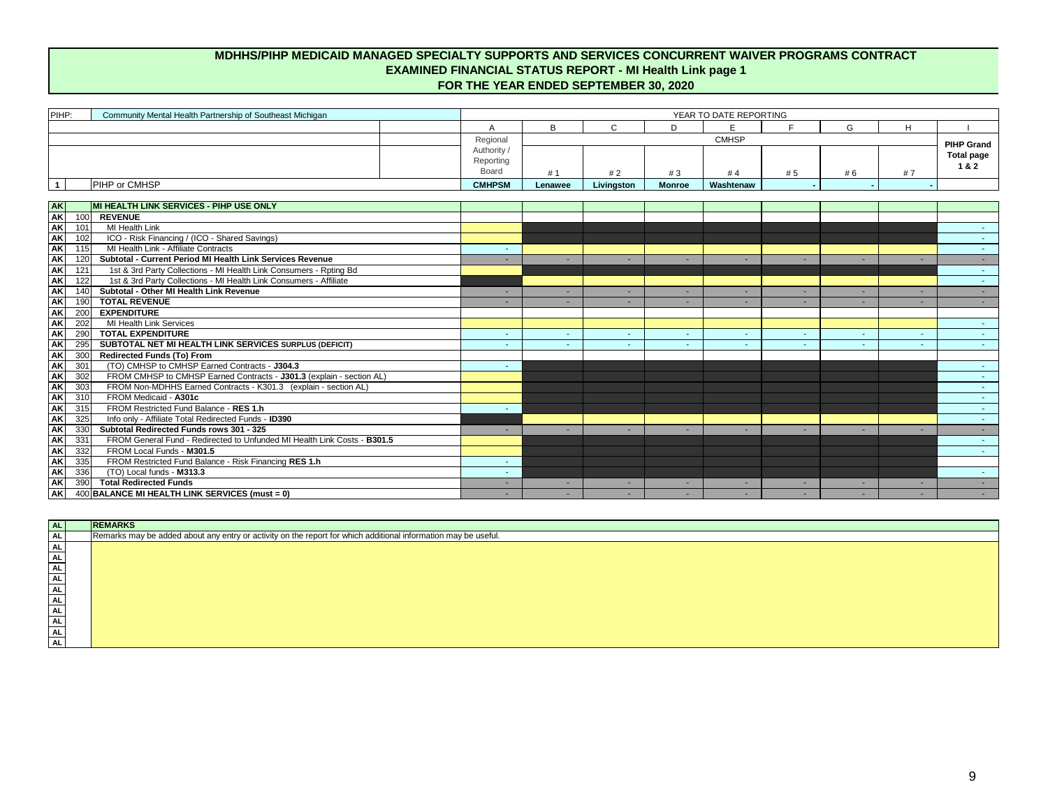# MDHHS/PIHP MEDICAID MANAGED SPECIALTY SUPPORTS AND SERVICES CONCURRENT WAIVER PROGRAMS CONTRACT
## EXAMINED FINANCIAL STATUS REPORT - MI Health Link page 1
## FOR THE YEAR ENDED SEPTEMBER 30, 2020

PIHP: Community Mental Health Partnership of Southeast Michigan

| | | | YEAR TO DATE REPORTING | | | | | | | | |
|---|---|---|---|---|---|---|---|---|---|---|---|
| | | | A | B | C | D | E | F | G | H | I |
| | | | Regional Authority / Reporting Board | CMHSP | | | | | | | PIHP Grand Total page 1 & 2 |
| | | | | # 1 | # 2 | # 3 | # 4 | # 5 | # 6 | # 7 | |
| 1 | | PIHP or CMHSP | CMHPSM | Lenawee | Livingston | Monroe | Washtenaw | - | - | - | |
| **AK** | | **MI HEALTH LINK SERVICES - PIHP USE ONLY** | | | | | | | | | |
| AK | 100 | **REVENUE** | | | | | | | | | |
| AK | 101 | MI Health Link | | | | | | | | | - |
| AK | 102 | ICO - Risk Financing / (ICO - Shared Savings) | | | | | | | | | - |
| AK | 115 | MI Health Link - Affiliate Contracts | - | | | | | | | | - |
| AK | 120 | **Subtotal - Current Period MI Health Link Services Revenue** | - | - | - | - | - | - | - | - | - |
| AK | 121 | 1st & 3rd Party Collections - MI Health Link Consumers - Rpting Bd | | | | | | | | | - |
| AK | 122 | 1st & 3rd Party Collections - MI Health Link Consumers - Affiliate | | | | | | | | | - |
| AK | 140 | **Subtotal - Other MI Health Link Revenue** | - | - | - | - | - | - | - | - | - |
| AK | 190 | **TOTAL REVENUE** | - | - | - | - | - | - | - | - | - |
| AK | 200 | **EXPENDITURE** | | | | | | | | | |
| AK | 202 | MI Health Link Services | | | | | | | | | - |
| AK | 290 | **TOTAL EXPENDITURE** | - | - | - | - | - | - | - | - | - |
| AK | 295 | **SUBTOTAL NET MI HEALTH LINK SERVICES SURPLUS (DEFICIT)** | - | - | - | - | - | - | - | - | - |
| AK | 300 | **Redirected Funds (To) From** | | | | | | | | | |
| AK | 301 | (TO) CMHSP to CMHSP Earned Contracts - **J304.3** | - | | | | | | | | - |
| AK | 302 | FROM CMHSP to CMHSP Earned Contracts - **J301.3** (explain - section AL) | | | | | | | | | - |
| AK | 303 | FROM Non-MDHHS Earned Contracts - K301.3 (explain - section AL) | | | | | | | | | - |
| AK | 310 | FROM Medicaid - **A301c** | | | | | | | | | - |
| AK | 315 | FROM Restricted Fund Balance - **RES 1.h** | - | | | | | | | | - |
| AK | 325 | Info only - Affiliate Total Redirected Funds - **ID390** | | | | | | | | | - |
| AK | 330 | **Subtotal Redirected Funds rows 301 - 325** | - | - | - | - | - | - | - | - | - |
| AK | 331 | FROM General Fund - Redirected to Unfunded MI Health Link Costs - **B301.5** | | | | | | | | | - |
| AK | 332 | FROM Local Funds - **M301.5** | | | | | | | | | - |
| AK | 335 | FROM Restricted Fund Balance - Risk Financing **RES 1.h** | - | | | | | | | | |
| AK | 336 | (TO) Local funds - **M313.3** | - | | | | | | | | - |
| AK | 390 | **Total Redirected Funds** | - | - | - | - | - | - | - | - | - |
| AK | 400 | **BALANCE MI HEALTH LINK SERVICES (must = 0)** | - | - | - | - | - | - | - | - | - |

| AL | **REMARKS** |
|---|---|
| AL | Remarks may be added about any entry or activity on the report for which additional information may be useful. |
| AL | |
| AL | |
| AL | |
| AL | |
| AL | |
| AL | |
| AL | |
| AL | |
| AL | |
| AL | |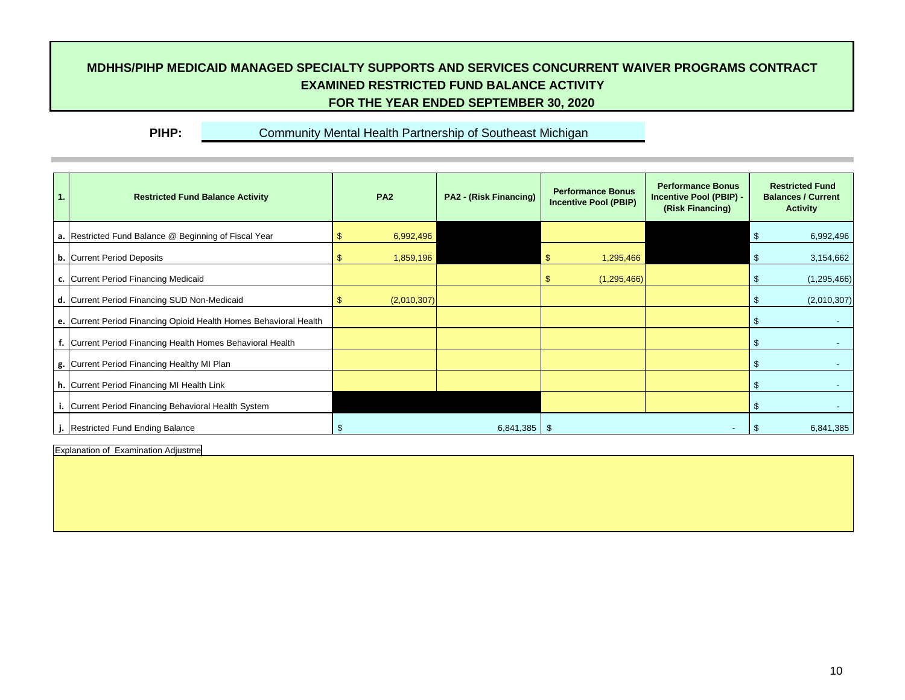# MDHHS/PIHP MEDICAID MANAGED SPECIALTY SUPPORTS AND SERVICES CONCURRENT WAIVER PROGRAMS CONTRACT
## EXAMINED RESTRICTED FUND BALANCE ACTIVITY
## FOR THE YEAR ENDED SEPTEMBER 30, 2020

**PIHP:** Community Mental Health Partnership of Southeast Michigan

| 1. | Restricted Fund Balance Activity | PA2 | PA2 - (Risk Financing) | Performance Bonus Incentive Pool (PBIP) | Performance Bonus Incentive Pool (PBIP) - (Risk Financing) | Restricted Fund Balances / Current Activity |
|---|---|---|---|---|---|---|
| a. | Restricted Fund Balance @ Beginning of Fiscal Year | $ 6,992,496 | | | | $ 6,992,496 |
| b. | Current Period Deposits | $ 1,859,196 | | $ 1,295,466 | | $ 3,154,662 |
| c. | Current Period Financing Medicaid | | | $ (1,295,466) | | $ (1,295,466) |
| d. | Current Period Financing SUD Non-Medicaid | $ (2,010,307) | | | | $ (2,010,307) |
| e. | Current Period Financing Opioid Health Homes Behavioral Health | | | | | $ - |
| f. | Current Period Financing Health Homes Behavioral Health | | | | | $ - |
| g. | Current Period Financing Healthy MI Plan | | | | | $ - |
| h. | Current Period Financing MI Health Link | | | | | $ - |
| i. | Current Period Financing Behavioral Health System | | | | | $ - |
| j. | Restricted Fund Ending Balance | $ 6,841,385 | | $ - | | $ 6,841,385 |

Explanation of Examination Adjustme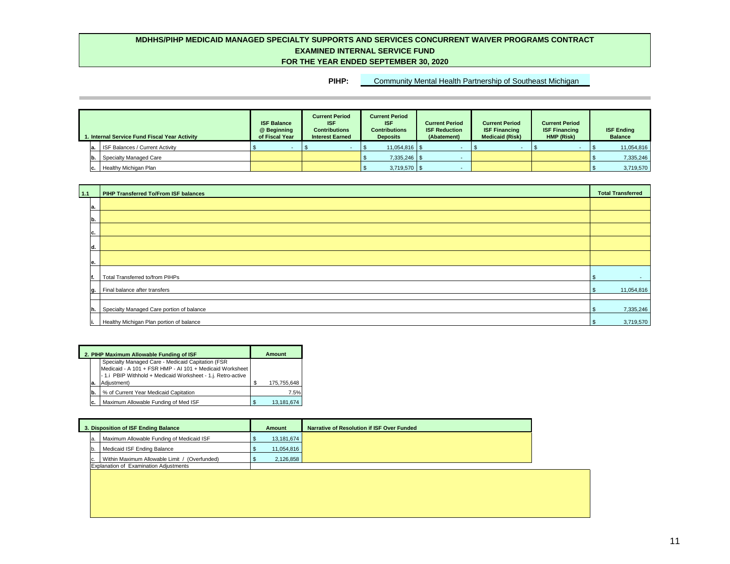# MDHHS/PIHP MEDICAID MANAGED SPECIALTY SUPPORTS AND SERVICES CONCURRENT WAIVER PROGRAMS CONTRACT

## EXAMINED INTERNAL SERVICE FUND

## FOR THE YEAR ENDED SEPTEMBER 30, 2020

**PIHP:** Community Mental Health Partnership of Southeast Michigan

| | 1. Internal Service Fund Fiscal Year Activity | ISF Balance @ Beginning of Fiscal Year | Current Period ISF Contributions Interest Earned | Current Period ISF Contributions Deposits | Current Period ISF Reduction (Abatement) | Current Period ISF Financing Medicaid (Risk) | Current Period ISF Financing HMP (Risk) | ISF Ending Balance |
|---|---|---|---|---|---|---|---|---|
| a. | ISF Balances / Current Activity | $ - | $ - | $ 11,054,816 | $ - | $ - | $ - | $ 11,054,816 |
| b. | Specialty Managed Care | | | $ 7,335,246 | $ - | | | $ 7,335,246 |
| c. | Healthy Michigan Plan | | | $ 3,719,570 | $ - | | | $ 3,719,570 |

| 1.1 | PIHP Transferred To/From ISF balances | Total Transferred |
|---|---|---|
| a. | | |
| b. | | |
| c. | | |
| d. | | |
| e. | | |
| f. | Total Transferred to/from PIHPs | $ - |
| g. | Final balance after transfers | $ 11,054,816 |
| h. | Specialty Managed Care portion of balance | $ 7,335,246 |
| i. | Healthy Michigan Plan portion of balance | $ 3,719,570 |

| | 2. PIHP Maximum Allowable Funding of ISF | Amount |
|---|---|---|
| a. | Specialty Managed Care - Medicaid Capitation (FSR Medicaid - A 101 + FSR HMP - AI 101 + Medicaid Worksheet - 1.i PBIP Withhold + Medicaid Worksheet - 1.j. Retro-active Adjustment) | $ 175,755,648 |
| b. | % of Current Year Medicaid Capitation | 7.5% |
| c. | Maximum Allowable Funding of Med ISF | $ 13,181,674 |

| | 3. Disposition of ISF Ending Balance | Amount | Narrative of Resolution if ISF Over Funded |
|---|---|---|---|
| a. | Maximum Allowable Funding of Medicaid ISF | $ 13,181,674 | |
| b. | Medicaid ISF Ending Balance | $ 11,054,816 | |
| c. | Within Maximum Allowable Limit / (Overfunded) | $ 2,126,858 | |

Explanation of Examination Adjustments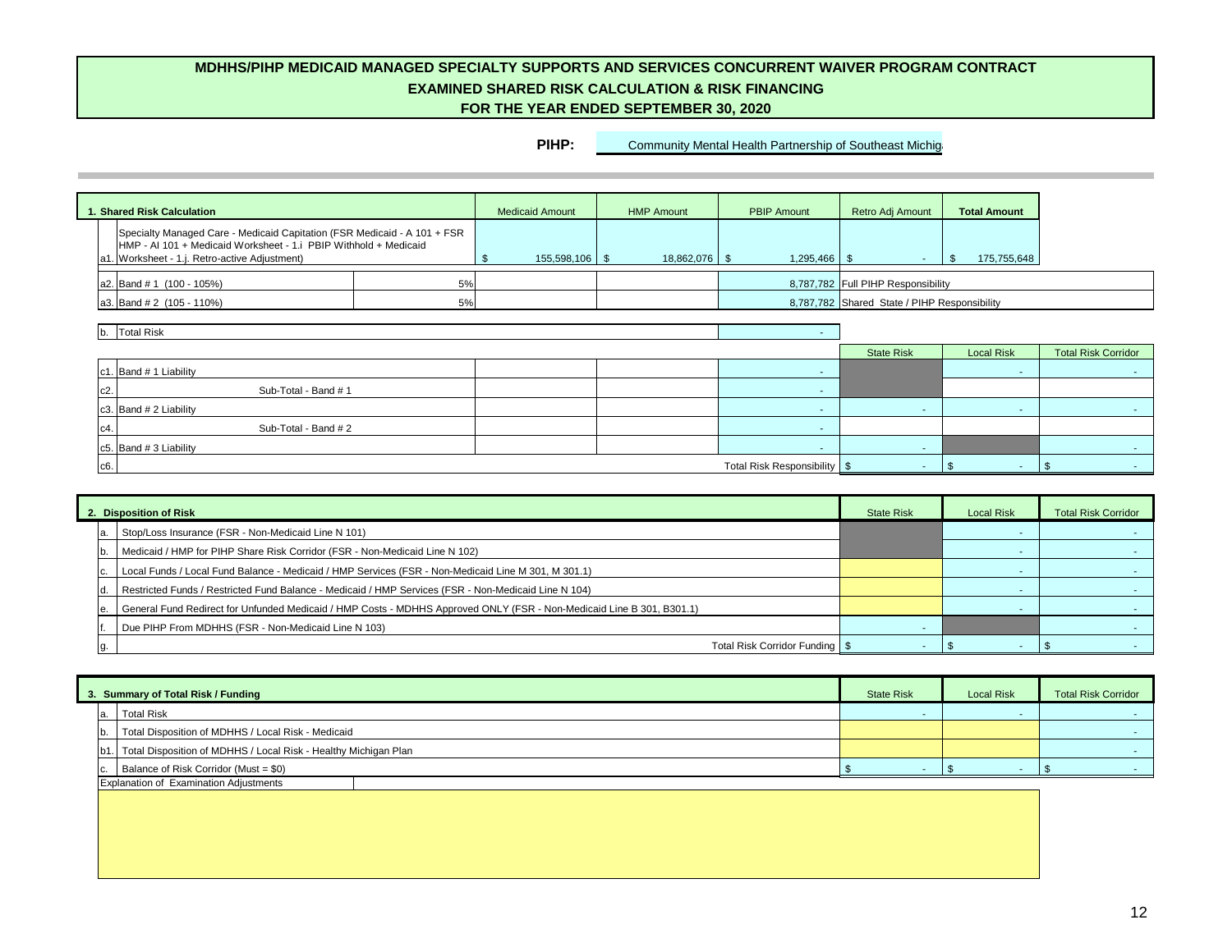# MDHHS/PIHP MEDICAID MANAGED SPECIALTY SUPPORTS AND SERVICES CONCURRENT WAIVER PROGRAM CONTRACT

## EXAMINED SHARED RISK CALCULATION & RISK FINANCING

## FOR THE YEAR ENDED SEPTEMBER 30, 2020

**PIHP:** Community Mental Health Partnership of Southeast Michiga

| | 1. Shared Risk Calculation | | Medicaid Amount | HMP Amount | PBIP Amount | Retro Adj Amount | Total Amount | |
|---|---|---|---|---|---|---|---|---|
| a1. | Specialty Managed Care - Medicaid Capitation (FSR Medicaid - A 101 + FSR HMP - AI 101 + Medicaid Worksheet - 1.i PBIP Withhold + Medicaid Worksheet - 1.j. Retro-active Adjustment) | | $ 155,598,106 | $ 18,862,076 | $ 1,295,466 | $ - | $ 175,755,648 | |
| a2. | Band # 1 (100 - 105%) | 5% | | | 8,787,782 | Full PIHP Responsibility | | |
| a3. | Band # 2 (105 - 110%) | 5% | | | 8,787,782 | Shared State / PIHP Responsibility | | |
| b. | Total Risk | | | | - | | | |
| | | | | | | State Risk | Local Risk | Total Risk Corridor |
| c1. | Band # 1 Liability | | | | - | | - | - |
| c2. | Sub-Total - Band # 1 | | | | - | | | |
| c3. | Band # 2 Liability | | | | - | - | - | - |
| c4. | Sub-Total - Band # 2 | | | | - | | | |
| c5. | Band # 3 Liability | | | | - | - | | - |
| c6. | | | | | Total Risk Responsibility | $ - | $ - | $ - |

| | 2. Disposition of Risk | State Risk | Local Risk | Total Risk Corridor |
|---|---|---|---|---|
| a. | Stop/Loss Insurance (FSR - Non-Medicaid Line N 101) | | - | - |
| b. | Medicaid / HMP for PIHP Share Risk Corridor (FSR - Non-Medicaid Line N 102) | | - | - |
| c. | Local Funds / Local Fund Balance - Medicaid / HMP Services (FSR - Non-Medicaid Line M 301, M 301.1) | | - | - |
| d. | Restricted Funds / Restricted Fund Balance - Medicaid / HMP Services (FSR - Non-Medicaid Line N 104) | | - | - |
| e. | General Fund Redirect for Unfunded Medicaid / HMP Costs - MDHHS Approved ONLY (FSR - Non-Medicaid Line B 301, B301.1) | | - | - |
| f. | Due PIHP From MDHHS (FSR - Non-Medicaid Line N 103) | - | | - |
| g. | Total Risk Corridor Funding | $ - | $ - | $ - |

| | 3. Summary of Total Risk / Funding | State Risk | Local Risk | Total Risk Corridor |
|---|---|---|---|---|
| a. | Total Risk | - | - | - |
| b. | Total Disposition of MDHHS / Local Risk - Medicaid | | | - |
| b1. | Total Disposition of MDHHS / Local Risk - Healthy Michigan Plan | | | - |
| c. | Balance of Risk Corridor (Must = $0) | $ - | $ - | $ - |

Explanation of Examination Adjustments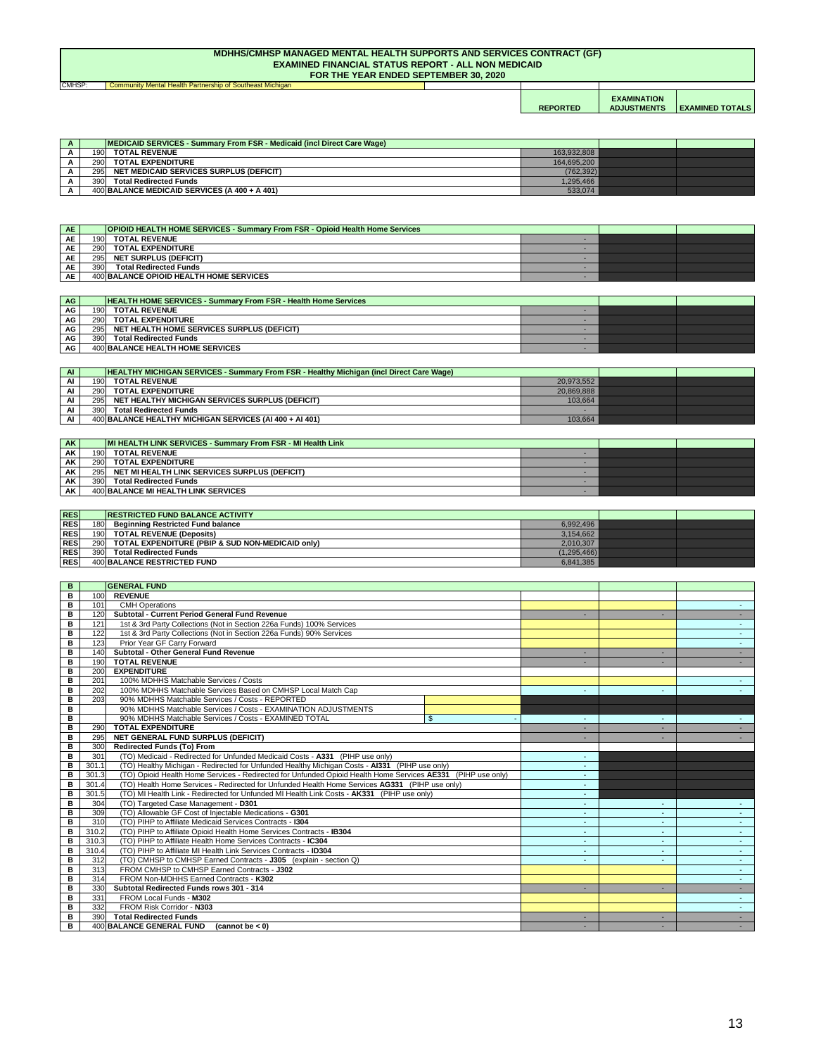# MDHHS/CMHSP MANAGED MENTAL HEALTH SUPPORTS AND SERVICES CONTRACT (GF)
## EXAMINED FINANCIAL STATUS REPORT - ALL NON MEDICAID
### FOR THE YEAR ENDED SEPTEMBER 30, 2020

CMHSP: Community Mental Health Partnership of Southeast Michigan

| | | | REPORTED | EXAMINATION ADJUSTMENTS | EXAMINED TOTALS |
|---|---|---|---|---|---|
| A | | MEDICAID SERVICES - Summary From FSR - Medicaid (incl Direct Care Wage) | | | |
| A | 190 | TOTAL REVENUE | 163,932,808 | | |
| A | 290 | TOTAL EXPENDITURE | 164,695,200 | | |
| A | 295 | NET MEDICAID SERVICES SURPLUS (DEFICIT) | (762,392) | | |
| A | 390 | Total Redirected Funds | 1,295,466 | | |
| A | 400 | BALANCE MEDICAID SERVICES (A 400 + A 401) | 533,074 | | |

| | | | REPORTED | EXAMINATION ADJUSTMENTS | EXAMINED TOTALS |
|---|---|---|---|---|---|
| AE | | OPIOID HEALTH HOME SERVICES - Summary From FSR - Opioid Health Home Services | | | |
| AE | 190 | TOTAL REVENUE | - | | |
| AE | 290 | TOTAL EXPENDITURE | - | | |
| AE | 295 | NET SURPLUS (DEFICIT) | - | | |
| AE | 390 | Total Redirected Funds | - | | |
| AE | 400 | BALANCE OPIOID HEALTH HOME SERVICES | - | | |

| | | | REPORTED | EXAMINATION ADJUSTMENTS | EXAMINED TOTALS |
|---|---|---|---|---|---|
| AG | | HEALTH HOME SERVICES - Summary From FSR - Health Home Services | | | |
| AG | 190 | TOTAL REVENUE | - | | |
| AG | 290 | TOTAL EXPENDITURE | - | | |
| AG | 295 | NET HEALTH HOME SERVICES SURPLUS (DEFICIT) | - | | |
| AG | 390 | Total Redirected Funds | - | | |
| AG | 400 | BALANCE HEALTH HOME SERVICES | - | | |

| | | | REPORTED | EXAMINATION ADJUSTMENTS | EXAMINED TOTALS |
|---|---|---|---|---|---|
| AI | | HEALTHY MICHIGAN SERVICES - Summary From FSR - Healthy Michigan (incl Direct Care Wage) | | | |
| AI | 190 | TOTAL REVENUE | 20,973,552 | | |
| AI | 290 | TOTAL EXPENDITURE | 20,869,888 | | |
| AI | 295 | NET HEALTHY MICHIGAN SERVICES SURPLUS (DEFICIT) | 103,664 | | |
| AI | 390 | Total Redirected Funds | - | | |
| AI | 400 | BALANCE HEALTHY MICHIGAN SERVICES (AI 400 + AI 401) | 103,664 | | |

| | | | REPORTED | EXAMINATION ADJUSTMENTS | EXAMINED TOTALS |
|---|---|---|---|---|---|
| AK | | MI HEALTH LINK SERVICES - Summary From FSR - MI Health Link | | | |
| AK | 190 | TOTAL REVENUE | - | | |
| AK | 290 | TOTAL EXPENDITURE | - | | |
| AK | 295 | NET MI HEALTH LINK SERVICES SURPLUS (DEFICIT) | - | | |
| AK | 390 | Total Redirected Funds | - | | |
| AK | 400 | BALANCE MI HEALTH LINK SERVICES | - | | |

| | | | REPORTED | EXAMINATION ADJUSTMENTS | EXAMINED TOTALS |
|---|---|---|---|---|---|
| RES | | RESTRICTED FUND BALANCE ACTIVITY | | | |
| RES | 180 | Beginning Restricted Fund balance | 6,992,496 | | |
| RES | 190 | TOTAL REVENUE (Deposits) | 3,154,662 | | |
| RES | 290 | TOTAL EXPENDITURE (PBIP & SUD NON-MEDICAID only) | 2,010,307 | | |
| RES | 390 | Total Redirected Funds | (1,295,466) | | |
| RES | 400 | BALANCE RESTRICTED FUND | 6,841,385 | | |

| | | | | REPORTED | EXAMINATION ADJUSTMENTS | EXAMINED TOTALS |
|---|---|---|---|---|---|---|
| B | | GENERAL FUND | | | | |
| B | 100 | REVENUE | | | | |
| B | 101 | CMH Operations | | | | - |
| B | 120 | Subtotal - Current Period General Fund Revenue | | - | - | - |
| B | 121 | 1st & 3rd Party Collections (Not in Section 226a Funds) 100% Services | | | | - |
| B | 122 | 1st & 3rd Party Collections (Not in Section 226a Funds) 90% Services | | | | - |
| B | 123 | Prior Year GF Carry Forward | | | | - |
| B | 140 | Subtotal - Other General Fund Revenue | | - | - | - |
| B | 190 | TOTAL REVENUE | | - | - | - |
| B | 200 | EXPENDITURE | | | | |
| B | 201 | 100% MDHHS Matchable Services / Costs | | | | - |
| B | 202 | 100% MDHHS Matchable Services Based on CMHSP Local Match Cap | | - | - | - |
| B | 203 | 90% MDHHS Matchable Services / Costs - REPORTED | | | | |
| B | | 90% MDHHS Matchable Services / Costs - EXAMINATION ADJUSTMENTS | | | | |
| B | | 90% MDHHS Matchable Services / Costs - EXAMINED TOTAL | $ - | - | - | - |
| B | 290 | TOTAL EXPENDITURE | | - | - | - |
| B | 295 | NET GENERAL FUND SURPLUS (DEFICIT) | | - | - | - |
| B | 300 | Redirected Funds (To) From | | | | |
| B | 301 | (TO) Medicaid - Redirected for Unfunded Medicaid Costs - **A331** (PIHP use only) | | - | | |
| B | 301.1 | (TO) Healthy Michigan - Redirected for Unfunded Healthy Michigan Costs - **AI331** (PIHP use only) | | - | | |
| B | 301.3 | (TO) Opioid Health Home Services - Redirected for Unfunded Opioid Health Home Services **AE331** (PIHP use only) | | - | | |
| B | 301.4 | (TO) Health Home Services - Redirected for Unfunded Health Home Services **AG331** (PIHP use only) | | - | | |
| B | 301.5 | (TO) MI Health Link - Redirected for Unfunded MI Health Link Costs - **AK331** (PIHP use only) | | - | | |
| B | 304 | (TO) Targeted Case Management - **D301** | | - | - | - |
| B | 309 | (TO) Allowable GF Cost of Injectable Medications - **G301** | | - | - | - |
| B | 310 | (TO) PIHP to Affiliate Medicaid Services Contracts - **I304** | | - | - | - |
| B | 310.2 | (TO) PIHP to Affiliate Opioid Health Home Services Contracts - **IB304** | | - | - | - |
| B | 310.3 | (TO) PIHP to Affiliate Health Home Services Contracts - **IC304** | | - | - | - |
| B | 310.4 | (TO) PIHP to Affiliate MI Health Link Services Contracts - **ID304** | | - | - | - |
| B | 312 | (TO) CMHSP to CMHSP Earned Contracts - **J305** (explain - section Q) | | - | - | - |
| B | 313 | FROM CMHSP to CMHSP Earned Contracts - **J302** | | | | - |
| B | 314 | FROM Non-MDHHS Earned Contracts - **K302** | | | | - |
| B | 330 | Subtotal Redirected Funds rows 301 - 314 | | - | - | - |
| B | 331 | FROM Local Funds - **M302** | | | | - |
| B | 332 | FROM Risk Corridor - **N303** | | | | - |
| B | 390 | Total Redirected Funds | | - | - | - |
| B | 400 | BALANCE GENERAL FUND (cannot be < 0) | | - | - | - |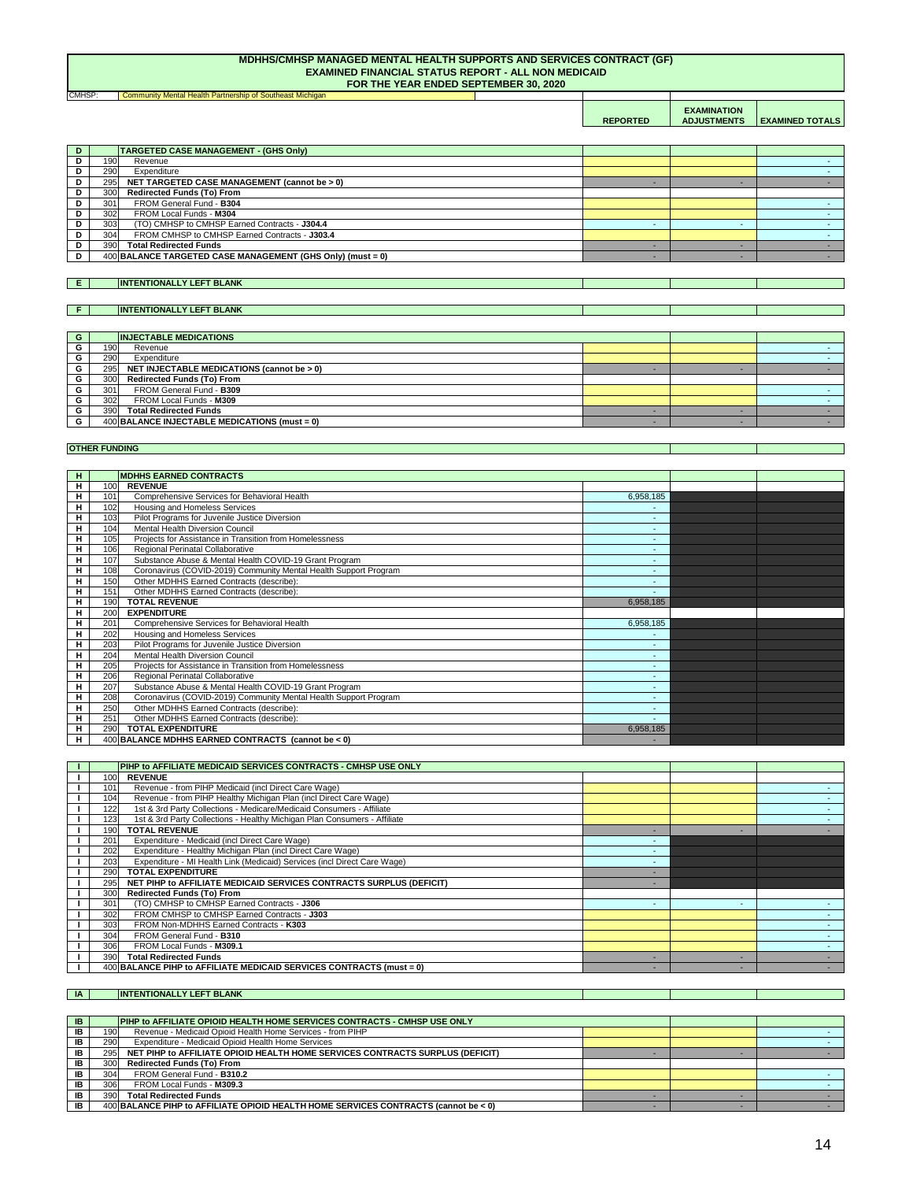# MDHHS/CMHSP MANAGED MENTAL HEALTH SUPPORTS AND SERVICES CONTRACT (GF)
## EXAMINED FINANCIAL STATUS REPORT - ALL NON MEDICAID
## FOR THE YEAR ENDED SEPTEMBER 30, 2020

CMHSP: Community Mental Health Partnership of Southeast Michigan

| | | | REPORTED | EXAMINATION ADJUSTMENTS | EXAMINED TOTALS |
|---|---|---|---|---|---|
| D | | **TARGETED CASE MANAGEMENT - (GHS Only)** | | | |
| D | 190 | Revenue | | | - |
| D | 290 | Expenditure | | | - |
| D | 295 | **NET TARGETED CASE MANAGEMENT (cannot be > 0)** | - | - | - |
| D | 300 | **Redirected Funds (To) From** | | | |
| D | 301 | FROM General Fund - **B304** | | | - |
| D | 302 | FROM Local Funds - **M304** | | | - |
| D | 303 | (TO) CMHSP to CMHSP Earned Contracts - **J304.4** | - | - | - |
| D | 304 | FROM CMHSP to CMHSP Earned Contracts - **J303.4** | | | - |
| D | 390 | **Total Redirected Funds** | - | - | - |
| D | 400 | **BALANCE TARGETED CASE MANAGEMENT (GHS Only) (must = 0)** | - | - | - |
| E | | **INTENTIONALLY LEFT BLANK** | | | |
| F | | **INTENTIONALLY LEFT BLANK** | | | |
| G | | **INJECTABLE MEDICATIONS** | | | |
| G | 190 | Revenue | | | - |
| G | 290 | Expenditure | | | - |
| G | 295 | **NET INJECTABLE MEDICATIONS (cannot be > 0)** | - | - | - |
| G | 300 | **Redirected Funds (To) From** | | | |
| G | 301 | FROM General Fund - **B309** | | | - |
| G | 302 | FROM Local Funds - **M309** | | | - |
| G | 390 | **Total Redirected Funds** | - | - | - |
| G | 400 | **BALANCE INJECTABLE MEDICATIONS (must = 0)** | - | - | - |

**OTHER FUNDING**

| | | | REPORTED | EXAMINATION ADJUSTMENTS | EXAMINED TOTALS |
|---|---|---|---|---|---|
| H | | **MDHHS EARNED CONTRACTS** | | | |
| H | 100 | **REVENUE** | | | |
| H | 101 | Comprehensive Services for Behavioral Health | 6,958,185 | | |
| H | 102 | Housing and Homeless Services | - | | |
| H | 103 | Pilot Programs for Juvenile Justice Diversion | - | | |
| H | 104 | Mental Health Diversion Council | - | | |
| H | 105 | Projects for Assistance in Transition from Homelessness | - | | |
| H | 106 | Regional Perinatal Collaborative | - | | |
| H | 107 | Substance Abuse & Mental Health COVID-19 Grant Program | - | | |
| H | 108 | Coronavirus (COVID-2019) Community Mental Health Support Program | - | | |
| H | 150 | Other MDHHS Earned Contracts (describe): | - | | |
| H | 151 | Other MDHHS Earned Contracts (describe): | - | | |
| H | 190 | **TOTAL REVENUE** | 6,958,185 | | |
| H | 200 | **EXPENDITURE** | | | |
| H | 201 | Comprehensive Services for Behavioral Health | 6,958,185 | | |
| H | 202 | Housing and Homeless Services | - | | |
| H | 203 | Pilot Programs for Juvenile Justice Diversion | - | | |
| H | 204 | Mental Health Diversion Council | - | | |
| H | 205 | Projects for Assistance in Transition from Homelessness | - | | |
| H | 206 | Regional Perinatal Collaborative | - | | |
| H | 207 | Substance Abuse & Mental Health COVID-19 Grant Program | - | | |
| H | 208 | Coronavirus (COVID-2019) Community Mental Health Support Program | - | | |
| H | 250 | Other MDHHS Earned Contracts (describe): | - | | |
| H | 251 | Other MDHHS Earned Contracts (describe): | - | | |
| H | 290 | **TOTAL EXPENDITURE** | 6,958,185 | | |
| H | 400 | **BALANCE MDHHS EARNED CONTRACTS (cannot be < 0)** | - | | |
| I | | **PIHP to AFFILIATE MEDICAID SERVICES CONTRACTS - CMHSP USE ONLY** | | | |
| I | 100 | **REVENUE** | | | |
| I | 101 | Revenue - from PIHP Medicaid (incl Direct Care Wage) | | | - |
| I | 104 | Revenue - from PIHP Healthy Michigan Plan (incl Direct Care Wage) | | | - |
| I | 122 | 1st & 3rd Party Collections - Medicare/Medicaid Consumers - Affiliate | | | - |
| I | 123 | 1st & 3rd Party Collections - Healthy Michigan Plan Consumers - Affiliate | | | - |
| I | 190 | **TOTAL REVENUE** | - | - | - |
| I | 201 | Expenditure - Medicaid (incl Direct Care Wage) | - | | |
| I | 202 | Expenditure - Healthy Michigan Plan (incl Direct Care Wage) | - | | |
| I | 203 | Expenditure - MI Health Link (Medicaid) Services (incl Direct Care Wage) | - | | |
| I | 290 | **TOTAL EXPENDITURE** | - | | |
| I | 295 | **NET PIHP to AFFILIATE MEDICAID SERVICES CONTRACTS SURPLUS (DEFICIT)** | - | | |
| I | 300 | **Redirected Funds (To) From** | | | |
| I | 301 | (TO) CMHSP to CMHSP Earned Contracts - **J306** | - | - | - |
| I | 302 | FROM CMHSP to CMHSP Earned Contracts - **J303** | | | - |
| I | 303 | FROM Non-MDHHS Earned Contracts - **K303** | | | - |
| I | 304 | FROM General Fund - **B310** | | | - |
| I | 306 | FROM Local Funds - **M309.1** | | | - |
| I | 390 | **Total Redirected Funds** | - | - | - |
| I | 400 | **BALANCE PIHP to AFFILIATE MEDICAID SERVICES CONTRACTS (must = 0)** | - | - | - |
| IA | | **INTENTIONALLY LEFT BLANK** | | | |
| IB | | **PIHP to AFFILIATE OPIOID HEALTH HOME SERVICES CONTRACTS - CMHSP USE ONLY** | | | |
| IB | 190 | Revenue - Medicaid Opioid Health Home Services - from PIHP | | | - |
| IB | 290 | Expenditure - Medicaid Opioid Health Home Services | | | - |
| IB | 295 | **NET PIHP to AFFILIATE OPIOID HEALTH HOME SERVICES CONTRACTS SURPLUS (DEFICIT)** | - | - | - |
| IB | 300 | **Redirected Funds (To) From** | | | |
| IB | 304 | FROM General Fund - **B310.2** | | | - |
| IB | 306 | FROM Local Funds - **M309.3** | | | - |
| IB | 390 | **Total Redirected Funds** | - | - | - |
| IB | 400 | **BALANCE PIHP to AFFILIATE OPIOID HEALTH HOME SERVICES CONTRACTS (cannot be < 0)** | - | - | - |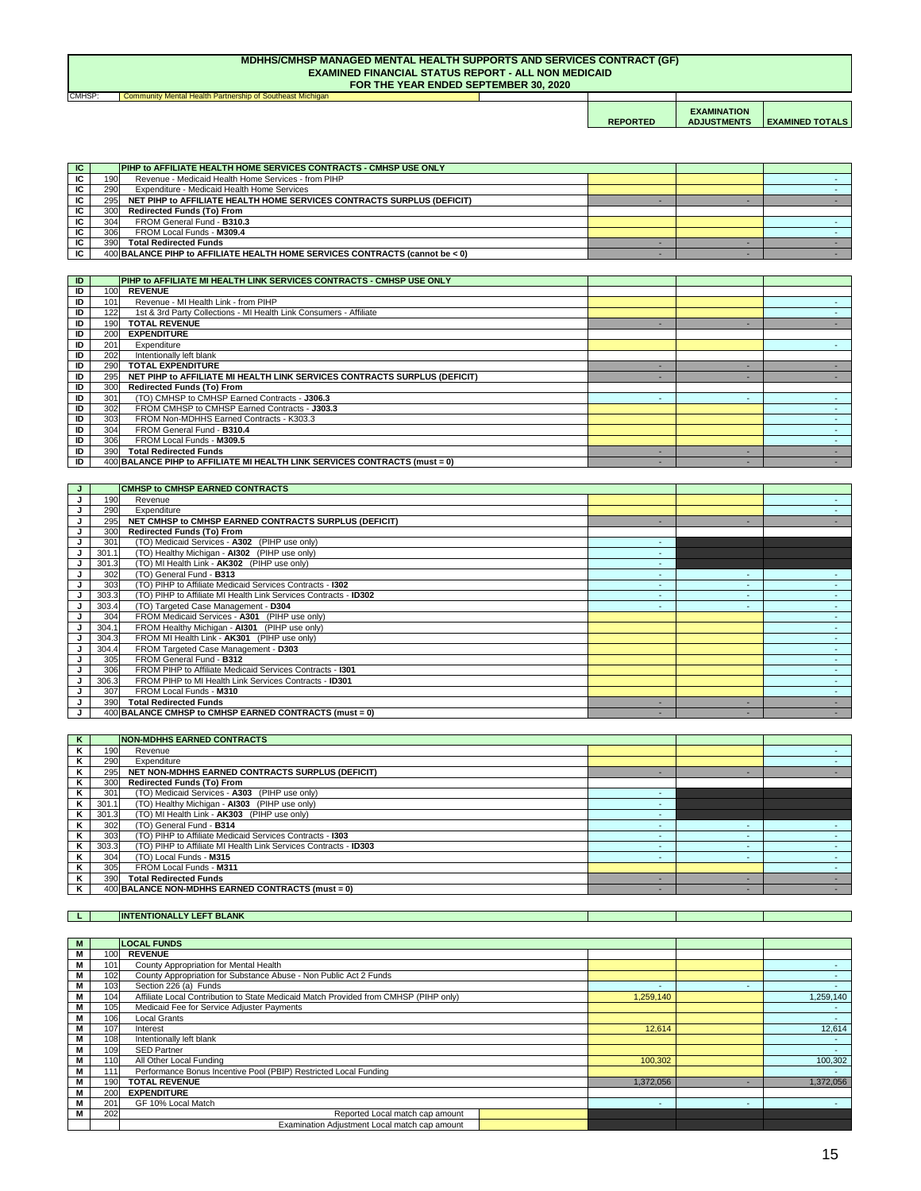# MDHHS/CMHSP MANAGED MENTAL HEALTH SUPPORTS AND SERVICES CONTRACT (GF)
## EXAMINED FINANCIAL STATUS REPORT - ALL NON MEDICAID
### FOR THE YEAR ENDED SEPTEMBER 30, 2020

CMHSP: Community Mental Health Partnership of Southeast Michigan

| | | | REPORTED | EXAMINATION ADJUSTMENTS | EXAMINED TOTALS |
|---|---|---|---|---|---|
| IC | | PIHP to AFFILIATE HEALTH HOME SERVICES CONTRACTS - CMHSP USE ONLY | | | |
| IC | 190 | Revenue - Medicaid Health Home Services - from PIHP | | | - |
| IC | 290 | Expenditure - Medicaid Health Home Services | | | - |
| IC | 295 | NET PIHP to AFFILIATE HEALTH HOME SERVICES CONTRACTS SURPLUS (DEFICIT) | - | - | - |
| IC | 300 | Redirected Funds (To) From | | | |
| IC | 304 | FROM General Fund - B310.3 | | | - |
| IC | 306 | FROM Local Funds - M309.4 | | | - |
| IC | 390 | Total Redirected Funds | - | - | - |
| IC | 400 | BALANCE PIHP to AFFILIATE HEALTH HOME SERVICES CONTRACTS (cannot be < 0) | - | - | - |
| ID | | PIHP to AFFILIATE MI HEALTH LINK SERVICES CONTRACTS - CMHSP USE ONLY | | | |
| ID | 100 | REVENUE | | | |
| ID | 101 | Revenue - MI Health Link - from PIHP | | | - |
| ID | 122 | 1st & 3rd Party Collections - MI Health Link Consumers - Affiliate | | | - |
| ID | 190 | TOTAL REVENUE | - | - | - |
| ID | 200 | EXPENDITURE | | | |
| ID | 201 | Expenditure | | | - |
| ID | 202 | Intentionally left blank | | | |
| ID | 290 | TOTAL EXPENDITURE | - | - | - |
| ID | 295 | NET PIHP to AFFILIATE MI HEALTH LINK SERVICES CONTRACTS SURPLUS (DEFICIT) | - | - | - |
| ID | 300 | Redirected Funds (To) From | | | |
| ID | 301 | (TO) CMHSP to CMHSP Earned Contracts - J306.3 | - | - | - |
| ID | 302 | FROM CMHSP to CMHSP Earned Contracts - J303.3 | | | - |
| ID | 303 | FROM Non-MDHHS Earned Contracts - K303.3 | | | - |
| ID | 304 | FROM General Fund - B310.4 | | | - |
| ID | 306 | FROM Local Funds - M309.5 | | | - |
| ID | 390 | Total Redirected Funds | - | - | - |
| ID | 400 | BALANCE PIHP to AFFILIATE MI HEALTH LINK SERVICES CONTRACTS (must = 0) | - | - | - |
| J | | CMHSP to CMHSP EARNED CONTRACTS | | | |
| J | 190 | Revenue | | | - |
| J | 290 | Expenditure | | | - |
| J | 295 | NET CMHSP to CMHSP EARNED CONTRACTS SURPLUS (DEFICIT) | - | - | - |
| J | 300 | Redirected Funds (To) From | | | |
| J | 301 | (TO) Medicaid Services - A302 (PIHP use only) | - | | |
| J | 301.1 | (TO) Healthy Michigan - AI302 (PIHP use only) | - | | |
| J | 301.3 | (TO) MI Health Link - AK302 (PIHP use only) | - | | |
| J | 302 | (TO) General Fund - B313 | - | - | - |
| J | 303 | (TO) PIHP to Affiliate Medicaid Services Contracts - I302 | - | - | - |
| J | 303.3 | (TO) PIHP to Affiliate MI Health Link Services Contracts - ID302 | - | - | - |
| J | 303.4 | (TO) Targeted Case Management - D304 | - | - | - |
| J | 304 | FROM Medicaid Services - A301 (PIHP use only) | | | - |
| J | 304.1 | FROM Healthy Michigan - AI301 (PIHP use only) | | | - |
| J | 304.3 | FROM MI Health Link - AK301 (PIHP use only) | | | - |
| J | 304.4 | FROM Targeted Case Management - D303 | | | - |
| J | 305 | FROM General Fund - B312 | | | - |
| J | 306 | FROM PIHP to Affiliate Medicaid Services Contracts - I301 | | | - |
| J | 306.3 | FROM PIHP to MI Health Link Services Contracts - ID301 | | | - |
| J | 307 | FROM Local Funds - M310 | | | - |
| J | 390 | Total Redirected Funds | - | - | - |
| J | 400 | BALANCE CMHSP to CMHSP EARNED CONTRACTS (must = 0) | - | - | - |
| K | | NON-MDHHS EARNED CONTRACTS | | | |
| K | 190 | Revenue | | | - |
| K | 290 | Expenditure | | | - |
| K | 295 | NET NON-MDHHS EARNED CONTRACTS SURPLUS (DEFICIT) | - | - | - |
| K | 300 | Redirected Funds (To) From | | | |
| K | 301 | (TO) Medicaid Services - A303 (PIHP use only) | - | | |
| K | 301.1 | (TO) Healthy Michigan - AI303 (PIHP use only) | - | | |
| K | 301.3 | (TO) MI Health Link - AK303 (PIHP use only) | - | | |
| K | 302 | (TO) General Fund - B314 | - | - | - |
| K | 303 | (TO) PIHP to Affiliate Medicaid Services Contracts - I303 | - | - | - |
| K | 303.3 | (TO) PIHP to Affiliate MI Health Link Services Contracts - ID303 | - | - | - |
| K | 304 | (TO) Local Funds - M315 | - | - | - |
| K | 305 | FROM Local Funds - M311 | | | - |
| K | 390 | Total Redirected Funds | - | - | - |
| K | 400 | BALANCE NON-MDHHS EARNED CONTRACTS (must = 0) | - | - | - |
| L | | INTENTIONALLY LEFT BLANK | | | |
| M | | LOCAL FUNDS | | | |
| M | 100 | REVENUE | | | |
| M | 101 | County Appropriation for Mental Health | | | - |
| M | 102 | County Appropriation for Substance Abuse - Non Public Act 2 Funds | | | - |
| M | 103 | Section 226 (a) Funds | - | - | - |
| M | 104 | Affiliate Local Contribution to State Medicaid Match Provided from CMHSP (PIHP only) | 1,259,140 | | 1,259,140 |
| M | 105 | Medicaid Fee for Service Adjuster Payments | | | - |
| M | 106 | Local Grants | | | - |
| M | 107 | Interest | 12,614 | | 12,614 |
| M | 108 | Intentionally left blank | | | - |
| M | 109 | SED Partner | | | - |
| M | 110 | All Other Local Funding | 100,302 | | 100,302 |
| M | 111 | Performance Bonus Incentive Pool (PBIP) Restricted Local Funding | | | - |
| M | 190 | TOTAL REVENUE | 1,372,056 | - | 1,372,056 |
| M | 200 | EXPENDITURE | | | |
| M | 201 | GF 10% Local Match | - | - | - |
| M | 202 | Reported Local match cap amount | | | |
| | | Examination Adjustment Local match cap amount | | | |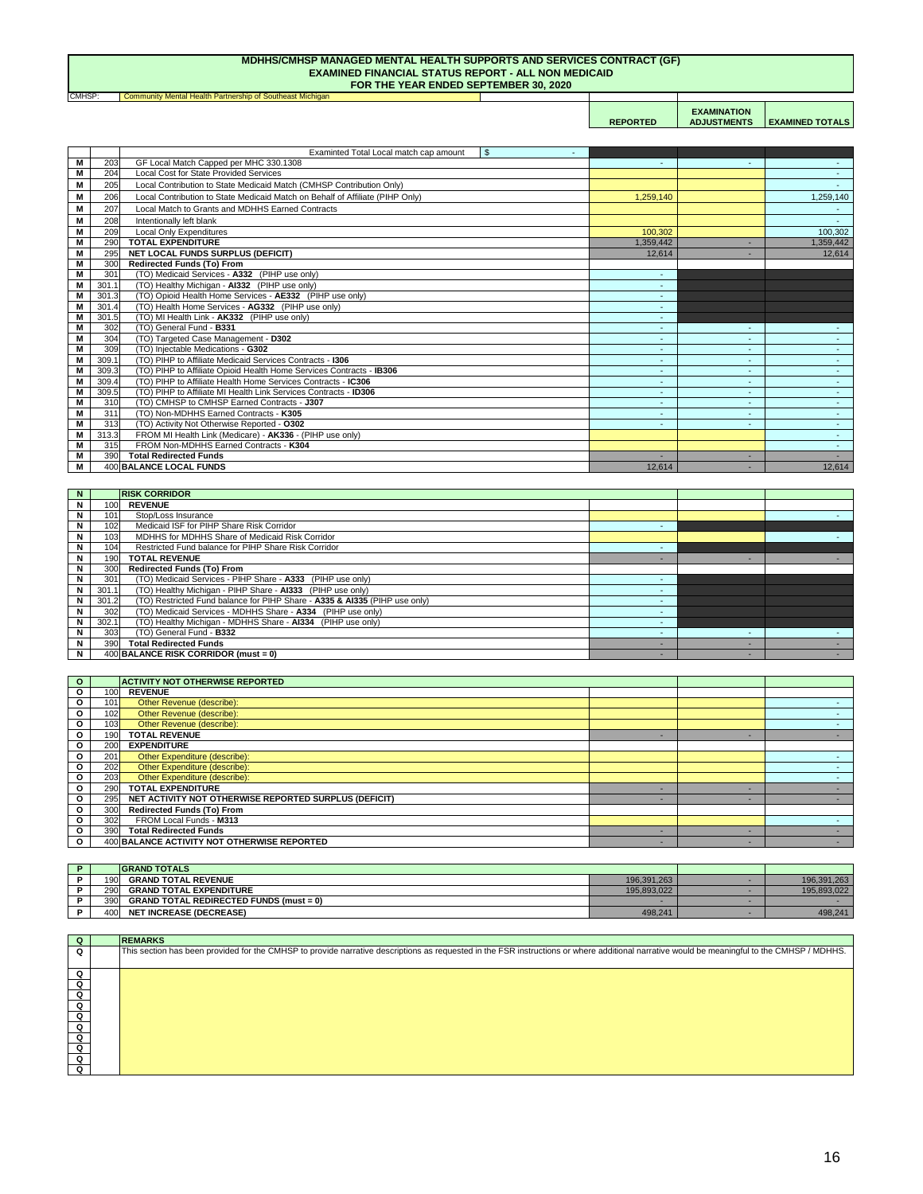# MDHHS/CMHSP MANAGED MENTAL HEALTH SUPPORTS AND SERVICES CONTRACT (GF)
## EXAMINED FINANCIAL STATUS REPORT - ALL NON MEDICAID
## FOR THE YEAR ENDED SEPTEMBER 30, 2020

CMHSP: Community Mental Health Partnership of Southeast Michigan

| | | | REPORTED | EXAMINATION ADJUSTMENTS | EXAMINED TOTALS |
|---|---|---|---|---|---|
| | | Examinted Total Local match cap amount \| $ - | | | |
| M | 203 | GF Local Match Capped per MHC 330.1308 | - | - | - |
| M | 204 | Local Cost for State Provided Services | | | - |
| M | 205 | Local Contribution to State Medicaid Match (CMHSP Contribution Only) | | | - |
| M | 206 | Local Contribution to State Medicaid Match on Behalf of Affiliate (PIHP Only) | 1,259,140 | | 1,259,140 |
| M | 207 | Local Match to Grants and MDHHS Earned Contracts | | | - |
| M | 208 | Intentionally left blank | | | - |
| M | 209 | Local Only Expenditures | 100,302 | | 100,302 |
| M | 290 | **TOTAL EXPENDITURE** | 1,359,442 | - | 1,359,442 |
| M | 295 | **NET LOCAL FUNDS SURPLUS (DEFICIT)** | 12,614 | - | 12,614 |
| M | 300 | **Redirected Funds (To) From** | | | |
| M | 301 | (TO) Medicaid Services - **A332** (PIHP use only) | - | | |
| M | 301.1 | (TO) Healthy Michigan - **AI332** (PIHP use only) | - | | |
| M | 301.3 | (TO) Opioid Health Home Services - **AE332** (PIHP use only) | - | | |
| M | 301.4 | (TO) Health Home Services - **AG332** (PIHP use only) | - | | |
| M | 301.5 | (TO) MI Health Link - **AK332** (PIHP use only) | - | | |
| M | 302 | (TO) General Fund - **B331** | - | - | - |
| M | 304 | (TO) Targeted Case Management - **D302** | - | - | - |
| M | 309 | (TO) Injectable Medications - **G302** | - | - | - |
| M | 309.1 | (TO) PIHP to Affiliate Medicaid Services Contracts - **I306** | - | - | - |
| M | 309.3 | (TO) PIHP to Affiliate Opioid Health Home Services Contracts - **IB306** | - | - | - |
| M | 309.4 | (TO) PIHP to Affiliate Health Home Services Contracts - **IC306** | - | - | - |
| M | 309.5 | (TO) PIHP to Affiliate MI Health Link Services Contracts - **ID306** | - | - | - |
| M | 310 | (TO) CMHSP to CMHSP Earned Contracts - **J307** | - | - | - |
| M | 311 | (TO) Non-MDHHS Earned Contracts - **K305** | - | - | - |
| M | 313 | (TO) Activity Not Otherwise Reported - **O302** | - | - | - |
| M | 313.3 | FROM MI Health Link (Medicare) - **AK336** - (PIHP use only) | | | - |
| M | 315 | FROM Non-MDHHS Earned Contracts - **K304** | | | - |
| M | 390 | **Total Redirected Funds** | - | - | - |
| M | 400 | **BALANCE LOCAL FUNDS** | 12,614 | - | 12,614 |

| N | | RISK CORRIDOR | | | |
|---|---|---|---|---|---|
| N | 100 | **REVENUE** | | | |
| N | 101 | Stop/Loss Insurance | | | - |
| N | 102 | Medicaid ISF for PIHP Share Risk Corridor | - | | |
| N | 103 | MDHHS for MDHHS Share of Medicaid Risk Corridor | | | - |
| N | 104 | Restricted Fund balance for PIHP Share Risk Corridor | - | | |
| N | 190 | **TOTAL REVENUE** | - | - | - |
| N | 300 | **Redirected Funds (To) From** | | | |
| N | 301 | (TO) Medicaid Services - PIHP Share - **A333** (PIHP use only) | - | | |
| N | 301.1 | (TO) Healthy Michigan - PIHP Share - **AI333** (PIHP use only) | - | | |
| N | 301.2 | (TO) Restricted Fund balance for PIHP Share - **A335 & AI335** (PIHP use only) | - | | |
| N | 302 | (TO) Medicaid Services - MDHHS Share - **A334** (PIHP use only) | - | | |
| N | 302.1 | (TO) Healthy Michigan - MDHHS Share - **AI334** (PIHP use only) | - | | |
| N | 303 | (TO) General Fund - **B332** | - | - | - |
| N | 390 | **Total Redirected Funds** | - | - | - |
| N | 400 | **BALANCE RISK CORRIDOR (must = 0)** | - | - | - |

| O | | ACTIVITY NOT OTHERWISE REPORTED | | | |
|---|---|---|---|---|---|
| O | 100 | **REVENUE** | | | |
| O | 101 | Other Revenue (describe): | | | - |
| O | 102 | Other Revenue (describe): | | | - |
| O | 103 | Other Revenue (describe): | | | - |
| O | 190 | **TOTAL REVENUE** | - | - | - |
| O | 200 | **EXPENDITURE** | | | |
| O | 201 | Other Expenditure (describe): | | | - |
| O | 202 | Other Expenditure (describe): | | | - |
| O | 203 | Other Expenditure (describe): | | | - |
| O | 290 | **TOTAL EXPENDITURE** | - | - | - |
| O | 295 | **NET ACTIVITY NOT OTHERWISE REPORTED SURPLUS (DEFICIT)** | - | - | - |
| O | 300 | **Redirected Funds (To) From** | | | |
| O | 302 | FROM Local Funds - **M313** | | | - |
| O | 390 | **Total Redirected Funds** | - | - | - |
| O | 400 | **BALANCE ACTIVITY NOT OTHERWISE REPORTED** | - | - | - |

| P | | GRAND TOTALS | | | |
|---|---|---|---|---|---|
| P | 190 | **GRAND TOTAL REVENUE** | 196,391,263 | - | 196,391,263 |
| P | 290 | **GRAND TOTAL EXPENDITURE** | 195,893,022 | - | 195,893,022 |
| P | 390 | **GRAND TOTAL REDIRECTED FUNDS (must = 0)** | - | - | - |
| P | 400 | **NET INCREASE (DECREASE)** | 498,241 | - | 498,241 |

| Q | REMARKS |
|---|---|
| Q | This section has been provided for the CMHSP to provide narrative descriptions as requested in the FSR instructions or where additional narrative would be meaningful to the CMHSP / MDHHS. |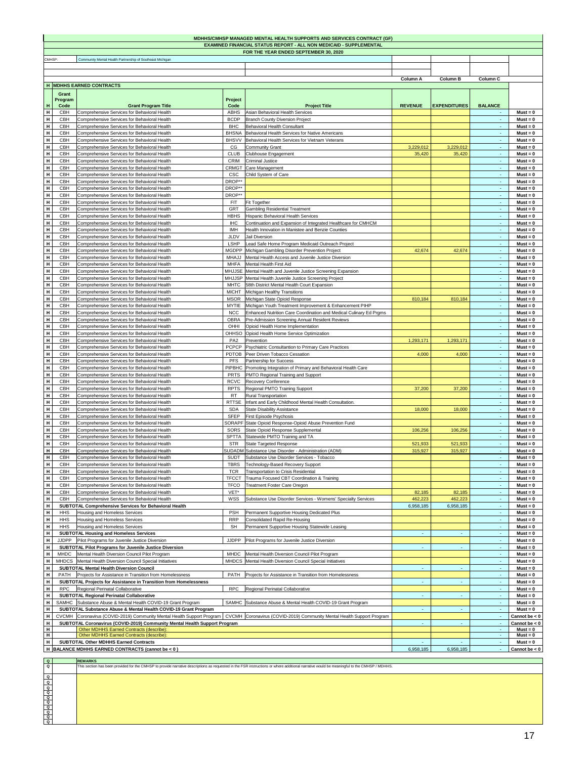# MDHHS/CMHSP MANAGED MENTAL HEALTH SUPPORTS AND SERVICES CONTRACT (GF)
## EXAMINED FINANCIAL STATUS REPORT - ALL NON MEDICAID - SUPPLEMENTAL
### FOR THE YEAR ENDED SEPTEMBER 30, 2020

CMHSP: Community Mental Health Partnership of Southeast Michigan

**H MDHHS EARNED CONTRACTS**

| H | Grant Program Code | Grant Program Title | Project Code | Project Title | Column A REVENUE | Column B EXPENDITURES | Column C BALANCE | |
|---|---|---|---|---|---|---|---|---|
| H | CBH | Comprehensive Services for Behavioral Health | ABHS | Asian Behavioral Health Services | | | - | Must = 0 |
| H | CBH | Comprehensive Services for Behavioral Health | BCDP | Branch County Diversion Project | | | - | Must = 0 |
| H | CBH | Comprehensive Services for Behavioral Health | BHC | Behavioral Health Consultant | | | - | Must = 0 |
| H | CBH | Comprehensive Services for Behavioral Health | BHSNA | Behavioral Health Services for Native Americans | | | - | Must = 0 |
| H | CBH | Comprehensive Services for Behavioral Health | BHSVV | Behavioral Health Services for Vietnam Veterans | | | - | Must = 0 |
| H | CBH | Comprehensive Services for Behavioral Health | CG | Community Grant | 3,229,012 | 3,229,012 | - | Must = 0 |
| H | CBH | Comprehensive Services for Behavioral Health | CLUB | Clubhouse Engagement | 35,420 | 35,420 | - | Must = 0 |
| H | CBH | Comprehensive Services for Behavioral Health | CRIM | Criminal Justice | | | - | Must = 0 |
| H | CBH | Comprehensive Services for Behavioral Health | CRMGT | Care Management | | | - | Must = 0 |
| H | CBH | Comprehensive Services for Behavioral Health | CSC | Child System of Care | | | - | Must = 0 |
| H | CBH | Comprehensive Services for Behavioral Health | DROP** | | | | - | Must = 0 |
| H | CBH | Comprehensive Services for Behavioral Health | DROP** | | | | - | Must = 0 |
| H | CBH | Comprehensive Services for Behavioral Health | DROP** | | | | - | Must = 0 |
| H | CBH | Comprehensive Services for Behavioral Health | FIT | Fit Together | | | - | Must = 0 |
| H | CBH | Comprehensive Services for Behavioral Health | GRT | Gambling Residential Treatment | | | - | Must = 0 |
| H | CBH | Comprehensive Services for Behavioral Health | HBHS | Hispanic Behavioral Health Services | | | - | Must = 0 |
| H | CBH | Comprehensive Services for Behavioral Health | IHC | Continuation and Expansion of Integrated Healthcare for CMHCM | | | - | Must = 0 |
| H | CBH | Comprehensive Services for Behavioral Health | IMH | Health Innovation in Manistee and Benzie Counties | | | - | Must = 0 |
| H | CBH | Comprehensive Services for Behavioral Health | JLDV | Jail Diversion | | | - | Must = 0 |
| H | CBH | Comprehensive Services for Behavioral Health | LSHP | Lead Safe Home Program Medicaid Outreach Project | | | - | Must = 0 |
| H | CBH | Comprehensive Services for Behavioral Health | MGDPP | Michigan Gambling Disorder Prevention Project | 42,674 | 42,674 | - | Must = 0 |
| H | CBH | Comprehensive Services for Behavioral Health | MHAJJ | Mental Health Access and Juvenile Justice Diversion | | | - | Must = 0 |
| H | CBH | Comprehensive Services for Behavioral Health | MHFA | Mental Health First Aid | | | - | Must = 0 |
| H | CBH | Comprehensive Services for Behavioral Health | MHJJSE | Mental Health and Juvenile Justice Screening Expansion | | | - | Must = 0 |
| H | CBH | Comprehensive Services for Behavioral Health | MHJJSP | Mental Health Juvenile Justice Screening Project | | | - | Must = 0 |
| H | CBH | Comprehensive Services for Behavioral Health | MHTC | 58th District Mental Health Court Expansion | | | - | Must = 0 |
| H | CBH | Comprehensive Services for Behavioral Health | MICHT | Michigan Healthy Transitions | | | - | Must = 0 |
| H | CBH | Comprehensive Services for Behavioral Health | MSOR | Michigan State Opioid Response | 810,184 | 810,184 | - | Must = 0 |
| H | CBH | Comprehensive Services for Behavioral Health | MYTIE | Michigan Youth Treatment Improvement & Enhancement PIHP | | | - | Must = 0 |
| H | CBH | Comprehensive Services for Behavioral Health | NCC | Enhanced Nutrition Care Coordination and Medical Culinary Ed Prgms | | | - | Must = 0 |
| H | CBH | Comprehensive Services for Behavioral Health | OBRA | Pre-Admission Screening Annual Resident Reviews | | | - | Must = 0 |
| H | CBH | Comprehensive Services for Behavioral Health | OHHI | Opioid Health Home Implementation | | | - | Must = 0 |
| H | CBH | Comprehensive Services for Behavioral Health | OHHSO | Opioid Health Home Service Optimization | | | - | Must = 0 |
| H | CBH | Comprehensive Services for Behavioral Health | PA2 | Prevention | 1,293,171 | 1,293,171 | - | Must = 0 |
| H | CBH | Comprehensive Services for Behavioral Health | PCPCP | Psychiatric Consultantion to Primary Care Practices | | | - | Must = 0 |
| H | CBH | Comprehensive Services for Behavioral Health | PDTOB | Peer Driven Tobacco Cessation | 4,000 | 4,000 | - | Must = 0 |
| H | CBH | Comprehensive Services for Behavioral Health | PFS | Partnership for Success | | | - | Must = 0 |
| H | CBH | Comprehensive Services for Behavioral Health | PIPBHC | Promoting Integration of Primary and Behavioral Health Care | | | - | Must = 0 |
| H | CBH | Comprehensive Services for Behavioral Health | PRTS | PMTO Regional Training and Support | | | - | Must = 0 |
| H | CBH | Comprehensive Services for Behavioral Health | RCVC | Recovery Conference | | | - | Must = 0 |
| H | CBH | Comprehensive Services for Behavioral Health | RPTS | Regional PMTO Training Support | 37,200 | 37,200 | - | Must = 0 |
| H | CBH | Comprehensive Services for Behavioral Health | RT | Rural Transportation | | | - | Must = 0 |
| H | CBH | Comprehensive Services for Behavioral Health | RTTSE | Infant and Early Childhood Mental Health Consultation. | | | - | Must = 0 |
| H | CBH | Comprehensive Services for Behavioral Health | SDA | State Disability Assistance | 18,000 | 18,000 | - | Must = 0 |
| H | CBH | Comprehensive Services for Behavioral Health | SFEP | First Episode Psychosis | | | - | Must = 0 |
| H | CBH | Comprehensive Services for Behavioral Health | SORAPF | State Opioid Response-Opioid Abuse Prevention Fund | | | - | Must = 0 |
| H | CBH | Comprehensive Services for Behavioral Health | SORS | State Opioid Response Supplemental | 106,256 | 106,256 | - | Must = 0 |
| H | CBH | Comprehensive Services for Behavioral Health | SPTTA | Statewide PMTO Training and TA | | | - | Must = 0 |
| H | CBH | Comprehensive Services for Behavioral Health | STR | State Targeted Response | 521,933 | 521,933 | - | Must = 0 |
| H | CBH | Comprehensive Services for Behavioral Health | SUDADM | Substance Use Disorder - Administration (ADM) | 315,927 | 315,927 | - | Must = 0 |
| H | CBH | Comprehensive Services for Behavioral Health | SUDT | Substance Use Disorder Services - Tobacco | | | - | Must = 0 |
| H | CBH | Comprehensive Services for Behavioral Health | TBRS | Technology-Based Recovery Support | | | - | Must = 0 |
| H | CBH | Comprehensive Services for Behavioral Health | TCR | Transportation to Crisis Residential | | | - | Must = 0 |
| H | CBH | Comprehensive Services for Behavioral Health | TFCCT | Trauma Focused CBT Coordination & Training | | | - | Must = 0 |
| H | CBH | Comprehensive Services for Behavioral Health | TFCO | Treatment Foster Care Oregon | | | - | Must = 0 |
| H | CBH | Comprehensive Services for Behavioral Health | VET* | | 82,185 | 82,185 | - | Must = 0 |
| H | CBH | Comprehensive Services for Behavioral Health | WSS | Substance Use Disorder Services - Womens' Specialty Services | 462,223 | 462,223 | - | Must = 0 |
| H | | **SUBTOTAL Comprehensive Services for Behavioral Health** | | | 6,958,185 | 6,958,185 | - | Must = 0 |
| H | HHS | Housing and Homeless Services | PSH | Permanent Supportive Housing Dedicated Plus | | | - | Must = 0 |
| H | HHS | Housing and Homeless Services | RRP | Consolidated Rapid Re-Housing | | | - | Must = 0 |
| H | HHS | Housing and Homeless Services | SH | Permanent Supportive Housing Statewide Leasing | | | - | Must = 0 |
| H | | **SUBTOTAL Housing and Homeless Services** | | | - | - | - | Must = 0 |
| H | JJDPP | Pilot Programs for Juvenile Justice Diversion | JJDPP | Pilot Programs for Juvenile Justice Diversion | | | - | Must = 0 |
| H | | **SUBTOTAL Pilot Programs for Juvenile Justice Diversion** | | | - | - | - | Must = 0 |
| H | MHDC | Mental Health Diversion Council Pilot Program | MHDC | Mental Health Diversion Council Pilot Program | | | - | Must = 0 |
| H | MHDCS | Mental Health Diversion Council Special Initiatives | MHDCS | Mental Health Diversion Council Special Initiatives | | | - | Must = 0 |
| H | | **SUBTOTAL Mental Health Diversion Council** | | | - | - | - | Must = 0 |
| H | PATH | Projects for Assistance in Transition from Homelessness | PATH | Projects for Assistance in Transition from Homelessness | | | - | Must = 0 |
| H | | **SUBTOTAL Projects for Assistance in Transition from Homelessness** | | | - | - | - | Must = 0 |
| H | RPC | Regional Perinatal Collaborative | RPC | Regional Perinatal Collaborative | | | - | Must = 0 |
| H | | **SUBTOTAL Regional Perinatal Collaborative** | | | - | - | - | Must = 0 |
| H | SAMHC | Substance Abuse & Mental Health COVID-19 Grant Program | SAMHC | Substance Abuse & Mental Health COVID-19 Grant Program | | | - | Must = 0 |
| H | | **SUBTOTAL Substance Abuse & Mental Health COVID-19 Grant Program** | | | - | - | - | Must = 0 |
| H | CVCMH | Coronavirus (COVID-2019) Community Mental Health Support Program | CVCMH | Coronavirus (COVID-2019) Community Mental Health Support Program | | | - | Cannot be < 0 |
| H | | **SUBTOTAL Coronavirus (COVID-2019) Community Mental Health Support Program** | | | - | - | - | Cannot be < 0 |
| H | | Other MDHHS Earned Contracts (describe): | | | | | - | Must = 0 |
| H | | Other MDHHS Earned Contracts (describe): | | | | | - | Must = 0 |
| H | | **SUBTOTAL Other MDHHS Earned Contracts** | | | - | - | - | Must = 0 |
| H | | **BALANCE MDHHS EARNED CONTRACTS (cannot be < 0 )** | | | 6,958,185 | 6,958,185 | - | Cannot be < 0 |

**REMARKS**

This section has been provided for the CMHSP to provide narrative descriptions as requested in the FSR instructions or where additional narrative would be meaningful to the CMHSP / MDHHS.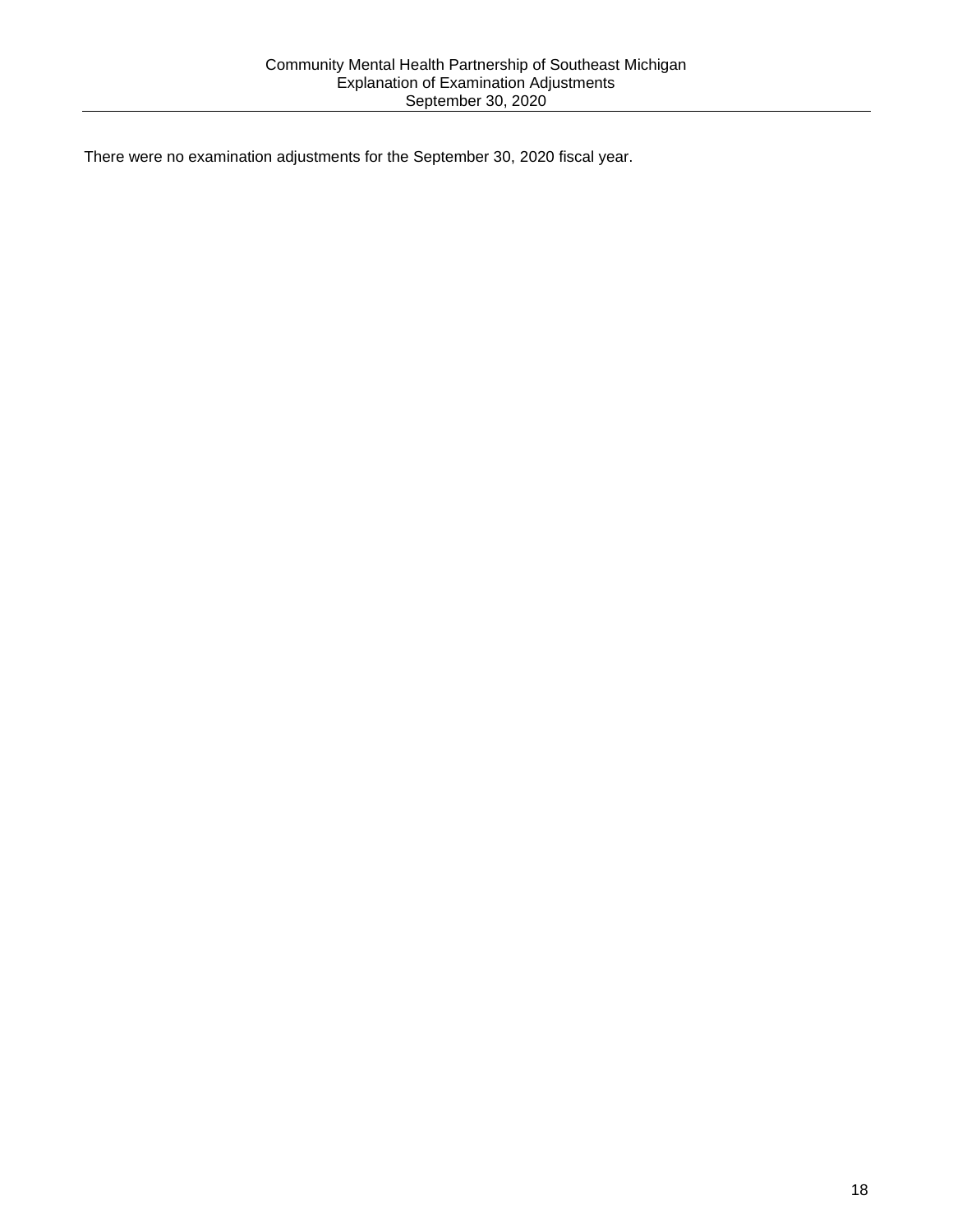# Community Mental Health Partnership of Southeast Michigan
## Explanation of Examination Adjustments
### September 30, 2020

There were no examination adjustments for the September 30, 2020 fiscal year.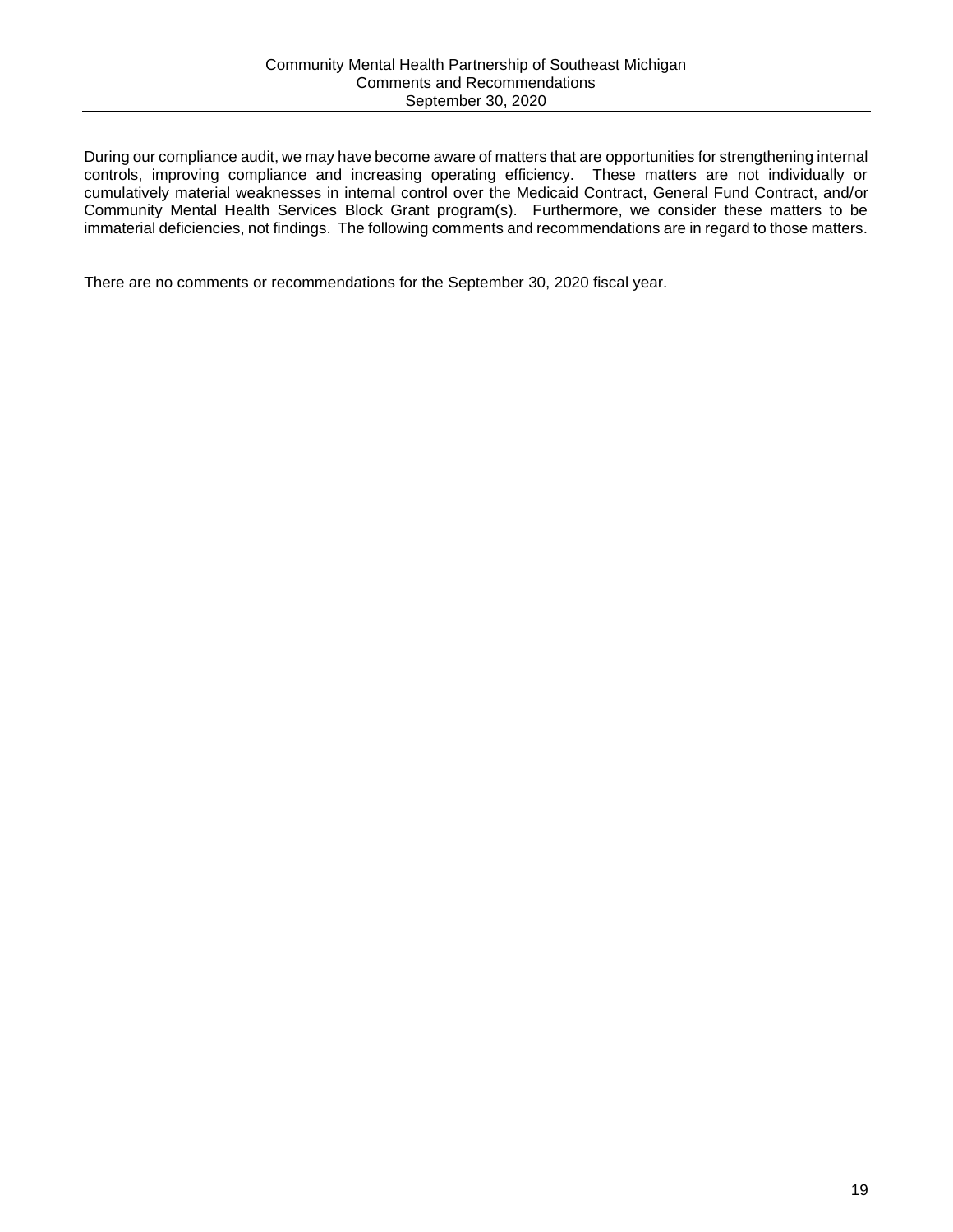During our compliance audit, we may have become aware of matters that are opportunities for strengthening internal controls, improving compliance and increasing operating efficiency. These matters are not individually or cumulatively material weaknesses in internal control over the Medicaid Contract, General Fund Contract, and/or Community Mental Health Services Block Grant program(s). Furthermore, we consider these matters to be immaterial deficiencies, not findings. The following comments and recommendations are in regard to those matters.

There are no comments or recommendations for the September 30, 2020 fiscal year.